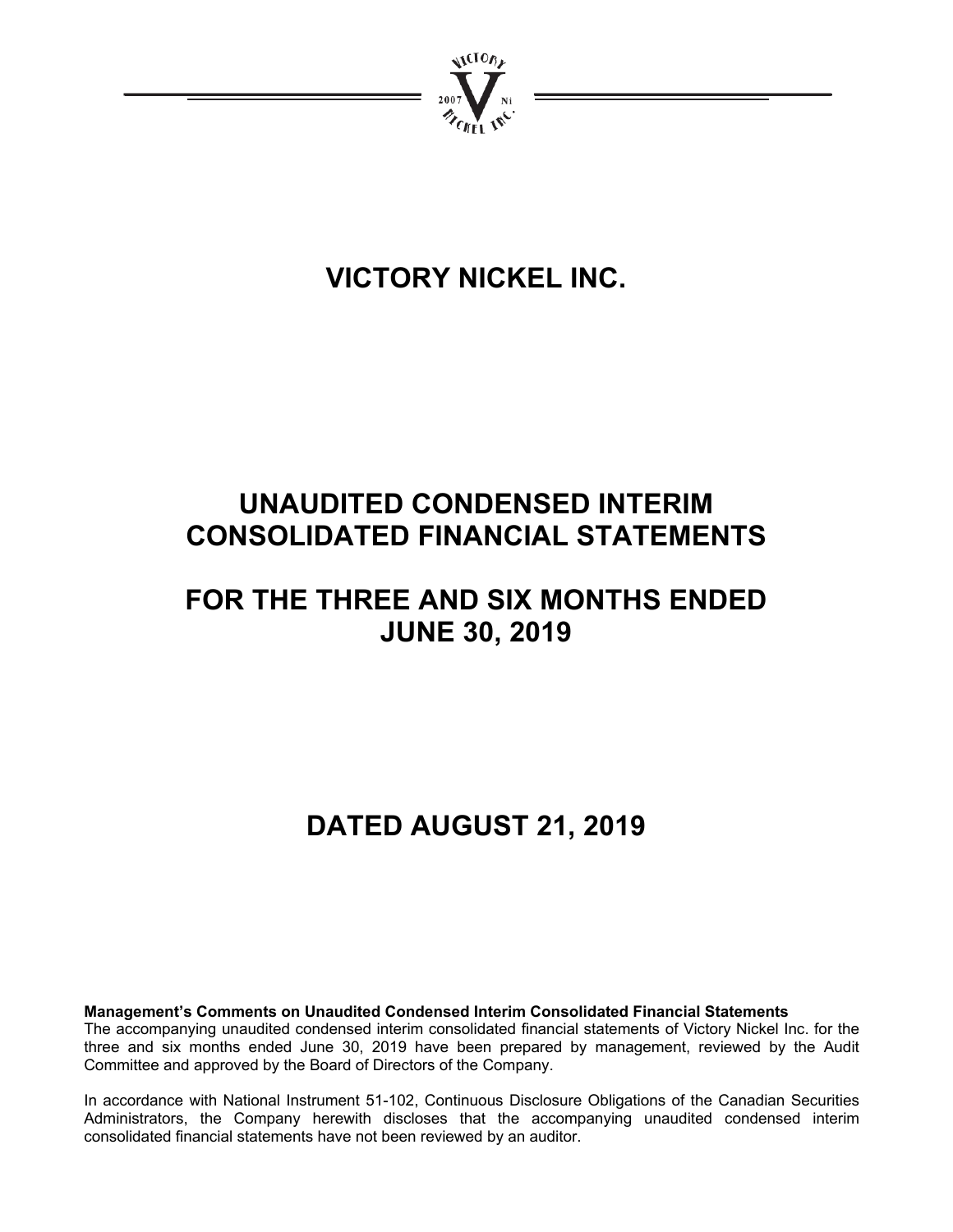# VICTORY NICKEL INC.

# UNAUDITED CONDENSED INTERIM CONSOLIDATED FINANCIAL STATEMENTS

# FOR THE THREE AND SIX MONTHS ENDED JUNE 30, 2019

# DATED AUGUST 21, 2019

**Management's Comments on Unaudited Condensed Interim Consolidated Financial Statements**

The accompanying unaudited condensed interim consolidated financial statements of Victory Nickel Inc. for the three and six months ended June 30, 2019 have been prepared by management, reviewed by the Audit Committee and approved by the Board of Directors of the Company.

In accordance with National Instrument 51-102, Continuous Disclosure Obligations of the Canadian Securities Administrators, the Company herewith discloses that the accompanying unaudited condensed interim consolidated financial statements have not been reviewed by an auditor.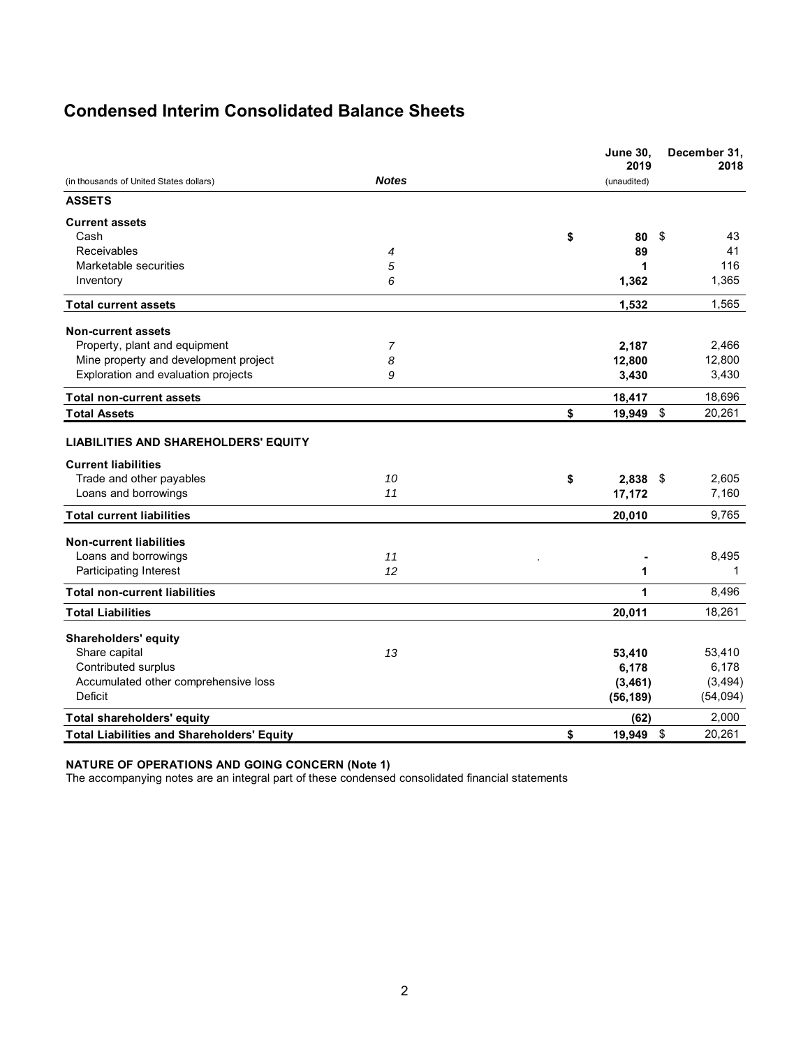# Condensed Interim Consolidated Balance Sheets

| (in thousands of United States dollars) | *Notes* | June 30, 2019 (unaudited) | December 31, 2018 |
|---|---|---|---|
| **ASSETS** | | | |
| **Current assets** | | | |
| Cash | | **$ 80** | $ 43 |
| Receivables | *4* | **89** | 41 |
| Marketable securities | *5* | **1** | 116 |
| Inventory | *6* | **1,362** | 1,365 |
| **Total current assets** | | **1,532** | 1,565 |
| **Non-current assets** | | | |
| Property, plant and equipment | *7* | **2,187** | 2,466 |
| Mine property and development project | *8* | **12,800** | 12,800 |
| Exploration and evaluation projects | *9* | **3,430** | 3,430 |
| **Total non-current assets** | | **18,417** | 18,696 |
| **Total Assets** | | **$ 19,949** | $ 20,261 |
| **LIABILITIES AND SHAREHOLDERS' EQUITY** | | | |
| **Current liabilities** | | | |
| Trade and other payables | *10* | **$ 2,838** | $ 2,605 |
| Loans and borrowings | *11* | **17,172** | 7,160 |
| **Total current liabilities** | | **20,010** | 9,765 |
| **Non-current liabilities** | | | |
| Loans and borrowings | *11* | **-** | 8,495 |
| Participating Interest | *12* | **1** | 1 |
| **Total non-current liabilities** | | **1** | 8,496 |
| **Total Liabilities** | | **20,011** | 18,261 |
| **Shareholders' equity** | | | |
| Share capital | *13* | **53,410** | 53,410 |
| Contributed surplus | | **6,178** | 6,178 |
| Accumulated other comprehensive loss | | **(3,461)** | (3,494) |
| Deficit | | **(56,189)** | (54,094) |
| **Total shareholders' equity** | | **(62)** | 2,000 |
| **Total Liabilities and Shareholders' Equity** | | **$ 19,949** | $ 20,261 |

**NATURE OF OPERATIONS AND GOING CONCERN (Note 1)**

The accompanying notes are an integral part of these condensed consolidated financial statements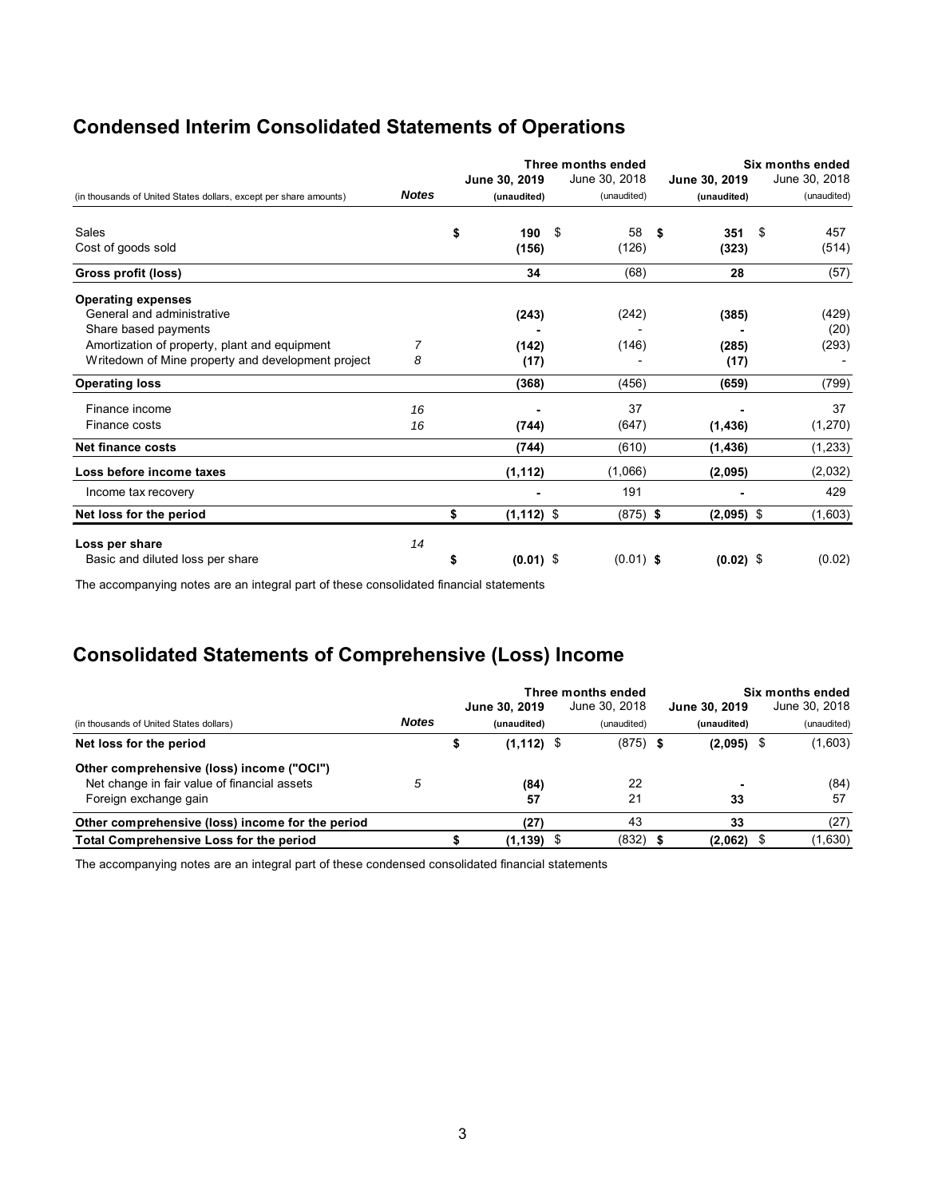## Condensed Interim Consolidated Statements of Operations

| (in thousands of United States dollars, except per share amounts) | Notes | Three months ended June 30, 2019 (unaudited) | Three months ended June 30, 2018 (unaudited) | Six months ended June 30, 2019 (unaudited) | Six months ended June 30, 2018 (unaudited) |
|---|---|---|---|---|---|
| Sales | | $ **190** | $ 58 | $ **351** | $ 457 |
| Cost of goods sold | | **(156)** | (126) | **(323)** | (514) |
| **Gross profit (loss)** | | **34** | (68) | **28** | (57) |
| **Operating expenses** | | | | | |
| General and administrative | | **(243)** | (242) | **(385)** | (429) |
| Share based payments | | **-** | - | **-** | (20) |
| Amortization of property, plant and equipment | 7 | **(142)** | (146) | **(285)** | (293) |
| Writedown of Mine property and development project | 8 | **(17)** | - | **(17)** | - |
| **Operating loss** | | **(368)** | (456) | **(659)** | (799) |
| Finance income | 16 | **-** | 37 | **-** | 37 |
| Finance costs | 16 | **(744)** | (647) | **(1,436)** | (1,270) |
| **Net finance costs** | | **(744)** | (610) | **(1,436)** | (1,233) |
| **Loss before income taxes** | | **(1,112)** | (1,066) | **(2,095)** | (2,032) |
| Income tax recovery | | **-** | 191 | **-** | 429 |
| **Net loss for the period** | | $ **(1,112)** | $ (875) | $ **(2,095)** | $ (1,603) |
| **Loss per share** | 14 | | | | |
| Basic and diluted loss per share | | $ **(0.01)** | $ (0.01) | $ **(0.02)** | $ (0.02) |

The accompanying notes are an integral part of these consolidated financial statements

## Consolidated Statements of Comprehensive (Loss) Income

| (in thousands of United States dollars) | Notes | Three months ended June 30, 2019 (unaudited) | Three months ended June 30, 2018 (unaudited) | Six months ended June 30, 2019 (unaudited) | Six months ended June 30, 2018 (unaudited) |
|---|---|---|---|---|---|
| **Net loss for the period** | | $ **(1,112)** | $ (875) | $ **(2,095)** | $ (1,603) |
| **Other comprehensive (loss) income ("OCI")** | | | | | |
| Net change in fair value of financial assets | 5 | **(84)** | 22 | **-** | (84) |
| Foreign exchange gain | | **57** | 21 | **33** | 57 |
| **Other comprehensive (loss) income for the period** | | **(27)** | 43 | **33** | (27) |
| **Total Comprehensive Loss for the period** | | $ **(1,139)** | $ (832) | $ **(2,062)** | $ (1,630) |

The accompanying notes are an integral part of these condensed consolidated financial statements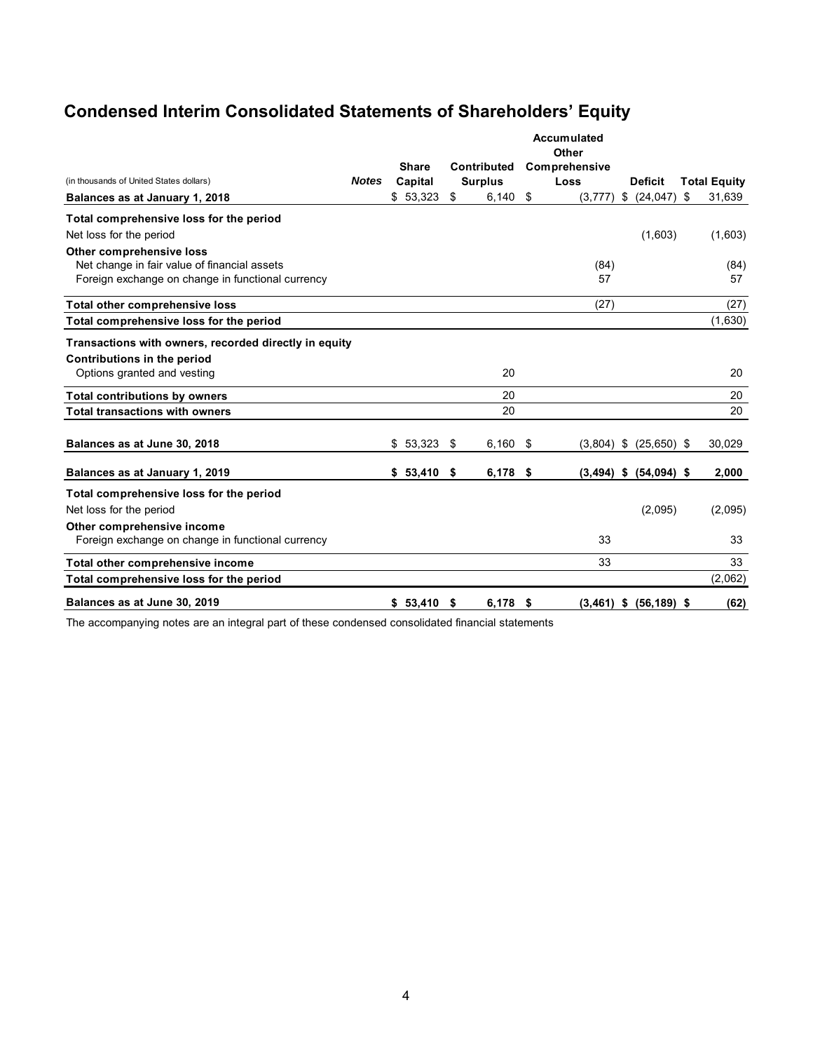# Condensed Interim Consolidated Statements of Shareholders' Equity

| (in thousands of United States dollars) | *Notes* | Share Capital | Contributed Surplus | Accumulated Other Comprehensive Loss | Deficit | Total Equity |
|---|---|---|---|---|---|---|
| **Balances as at January 1, 2018** | | $ 53,323 | $ 6,140 | $ (3,777) | $ (24,047) | $ 31,639 |
| **Total comprehensive loss for the period** | | | | | | |
| Net loss for the period | | | | | (1,603) | (1,603) |
| **Other comprehensive loss** | | | | | | |
| Net change in fair value of financial assets | | | | (84) | | (84) |
| Foreign exchange on change in functional currency | | | | 57 | | 57 |
| **Total other comprehensive loss** | | | | (27) | | (27) |
| **Total comprehensive loss for the period** | | | | | | (1,630) |
| **Transactions with owners, recorded directly in equity** | | | | | | |
| **Contributions in the period** | | | | | | |
| Options granted and vesting | | | 20 | | | 20 |
| **Total contributions by owners** | | | 20 | | | 20 |
| **Total transactions with owners** | | | 20 | | | 20 |
| **Balances as at June 30, 2018** | | $ 53,323 | $ 6,160 | $ (3,804) | $ (25,650) | $ 30,029 |
| **Balances as at January 1, 2019** | | **$ 53,410** | **$ 6,178** | **$ (3,494)** | **$ (54,094)** | **$ 2,000** |
| **Total comprehensive loss for the period** | | | | | | |
| Net loss for the period | | | | | (2,095) | (2,095) |
| **Other comprehensive income** | | | | | | |
| Foreign exchange on change in functional currency | | | | 33 | | 33 |
| **Total other comprehensive income** | | | | 33 | | 33 |
| **Total comprehensive loss for the period** | | | | | | (2,062) |
| **Balances as at June 30, 2019** | | **$ 53,410** | **$ 6,178** | **$ (3,461)** | **$ (56,189)** | **$ (62)** |

The accompanying notes are an integral part of these condensed consolidated financial statements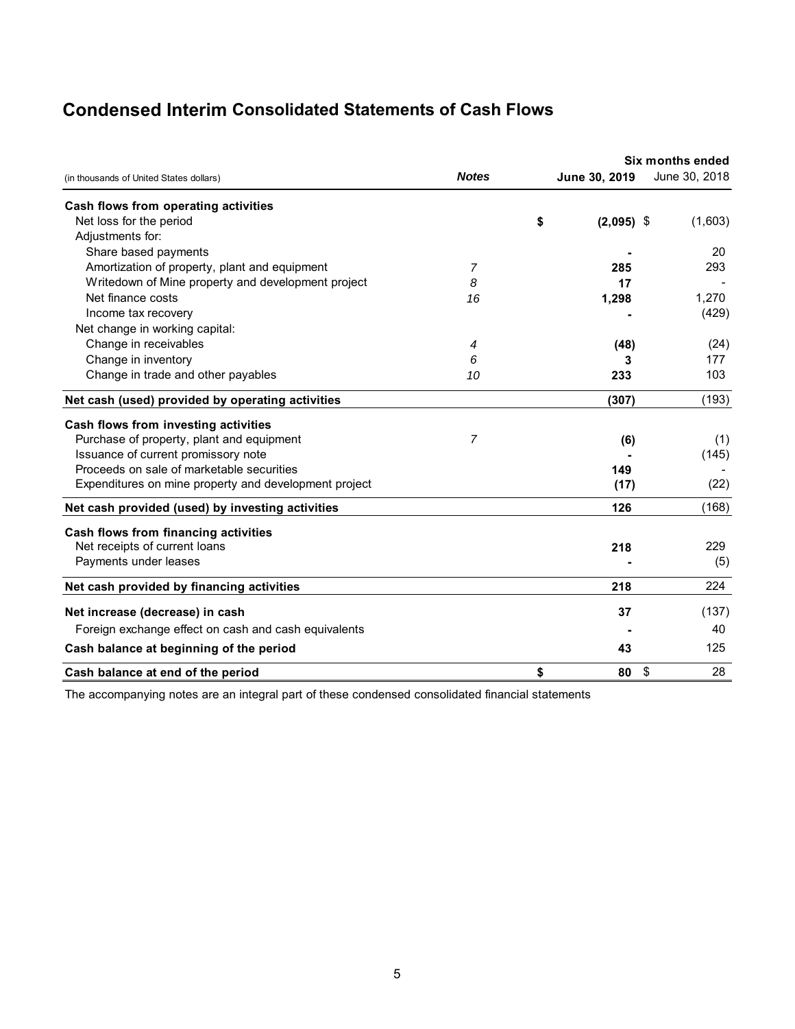# Condensed Interim Consolidated Statements of Cash Flows

| (in thousands of United States dollars) | *Notes* | **Six months ended June 30, 2019** | June 30, 2018 |
|---|---|---|---|
| **Cash flows from operating activities** | | | |
| Net loss for the period | | **$ (2,095)** | $ (1,603) |
| Adjustments for: | | | |
| Share based payments | | **-** | 20 |
| Amortization of property, plant and equipment | *7* | **285** | 293 |
| Writedown of Mine property and development project | *8* | **17** | - |
| Net finance costs | *16* | **1,298** | 1,270 |
| Income tax recovery | | **-** | (429) |
| Net change in working capital: | | | |
| Change in receivables | *4* | **(48)** | (24) |
| Change in inventory | *6* | **3** | 177 |
| Change in trade and other payables | *10* | **233** | 103 |
| **Net cash (used) provided by operating activities** | | **(307)** | (193) |
| **Cash flows from investing activities** | | | |
| Purchase of property, plant and equipment | *7* | **(6)** | (1) |
| Issuance of current promissory note | | **-** | (145) |
| Proceeds on sale of marketable securities | | **149** | - |
| Expenditures on mine property and development project | | **(17)** | (22) |
| **Net cash provided (used) by investing activities** | | **126** | (168) |
| **Cash flows from financing activities** | | | |
| Net receipts of current loans | | **218** | 229 |
| Payments under leases | | **-** | (5) |
| **Net cash provided by financing activities** | | **218** | 224 |
| **Net increase (decrease) in cash** | | **37** | (137) |
| Foreign exchange effect on cash and cash equivalents | | **-** | 40 |
| **Cash balance at beginning of the period** | | **43** | 125 |
| **Cash balance at end of the period** | | **$ 80** | $ 28 |

The accompanying notes are an integral part of these condensed consolidated financial statements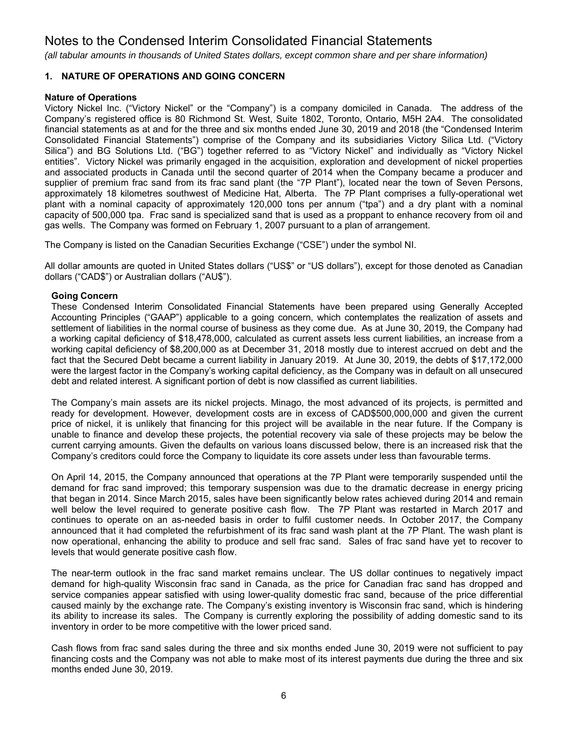# Notes to the Condensed Interim Consolidated Financial Statements

*(all tabular amounts in thousands of United States dollars, except common share and per share information)*

## 1. NATURE OF OPERATIONS AND GOING CONCERN

**Nature of Operations**

Victory Nickel Inc. ("Victory Nickel" or the "Company") is a company domiciled in Canada. The address of the Company's registered office is 80 Richmond St. West, Suite 1802, Toronto, Ontario, M5H 2A4. The consolidated financial statements as at and for the three and six months ended June 30, 2019 and 2018 (the "Condensed Interim Consolidated Financial Statements") comprise of the Company and its subsidiaries Victory Silica Ltd. ("Victory Silica") and BG Solutions Ltd. ("BG") together referred to as "Victory Nickel" and individually as "Victory Nickel entities". Victory Nickel was primarily engaged in the acquisition, exploration and development of nickel properties and associated products in Canada until the second quarter of 2014 when the Company became a producer and supplier of premium frac sand from its frac sand plant (the "7P Plant"), located near the town of Seven Persons, approximately 18 kilometres southwest of Medicine Hat, Alberta. The 7P Plant comprises a fully-operational wet plant with a nominal capacity of approximately 120,000 tons per annum ("tpa") and a dry plant with a nominal capacity of 500,000 tpa. Frac sand is specialized sand that is used as a proppant to enhance recovery from oil and gas wells. The Company was formed on February 1, 2007 pursuant to a plan of arrangement.

The Company is listed on the Canadian Securities Exchange ("CSE") under the symbol NI.

All dollar amounts are quoted in United States dollars ("US$" or "US dollars"), except for those denoted as Canadian dollars ("CAD$") or Australian dollars ("AU$").

**Going Concern**

These Condensed Interim Consolidated Financial Statements have been prepared using Generally Accepted Accounting Principles ("GAAP") applicable to a going concern, which contemplates the realization of assets and settlement of liabilities in the normal course of business as they come due. As at June 30, 2019, the Company had a working capital deficiency of $18,478,000, calculated as current assets less current liabilities, an increase from a working capital deficiency of $8,200,000 as at December 31, 2018 mostly due to interest accrued on debt and the fact that the Secured Debt became a current liability in January 2019. At June 30, 2019, the debts of $17,172,000 were the largest factor in the Company's working capital deficiency, as the Company was in default on all unsecured debt and related interest. A significant portion of debt is now classified as current liabilities.

The Company's main assets are its nickel projects. Minago, the most advanced of its projects, is permitted and ready for development. However, development costs are in excess of CAD$500,000,000 and given the current price of nickel, it is unlikely that financing for this project will be available in the near future. If the Company is unable to finance and develop these projects, the potential recovery via sale of these projects may be below the current carrying amounts. Given the defaults on various loans discussed below, there is an increased risk that the Company's creditors could force the Company to liquidate its core assets under less than favourable terms.

On April 14, 2015, the Company announced that operations at the 7P Plant were temporarily suspended until the demand for frac sand improved; this temporary suspension was due to the dramatic decrease in energy pricing that began in 2014. Since March 2015, sales have been significantly below rates achieved during 2014 and remain well below the level required to generate positive cash flow. The 7P Plant was restarted in March 2017 and continues to operate on an as-needed basis in order to fulfil customer needs. In October 2017, the Company announced that it had completed the refurbishment of its frac sand wash plant at the 7P Plant. The wash plant is now operational, enhancing the ability to produce and sell frac sand. Sales of frac sand have yet to recover to levels that would generate positive cash flow.

The near-term outlook in the frac sand market remains unclear. The US dollar continues to negatively impact demand for high-quality Wisconsin frac sand in Canada, as the price for Canadian frac sand has dropped and service companies appear satisfied with using lower-quality domestic frac sand, because of the price differential caused mainly by the exchange rate. The Company's existing inventory is Wisconsin frac sand, which is hindering its ability to increase its sales. The Company is currently exploring the possibility of adding domestic sand to its inventory in order to be more competitive with the lower priced sand.

Cash flows from frac sand sales during the three and six months ended June 30, 2019 were not sufficient to pay financing costs and the Company was not able to make most of its interest payments due during the three and six months ended June 30, 2019.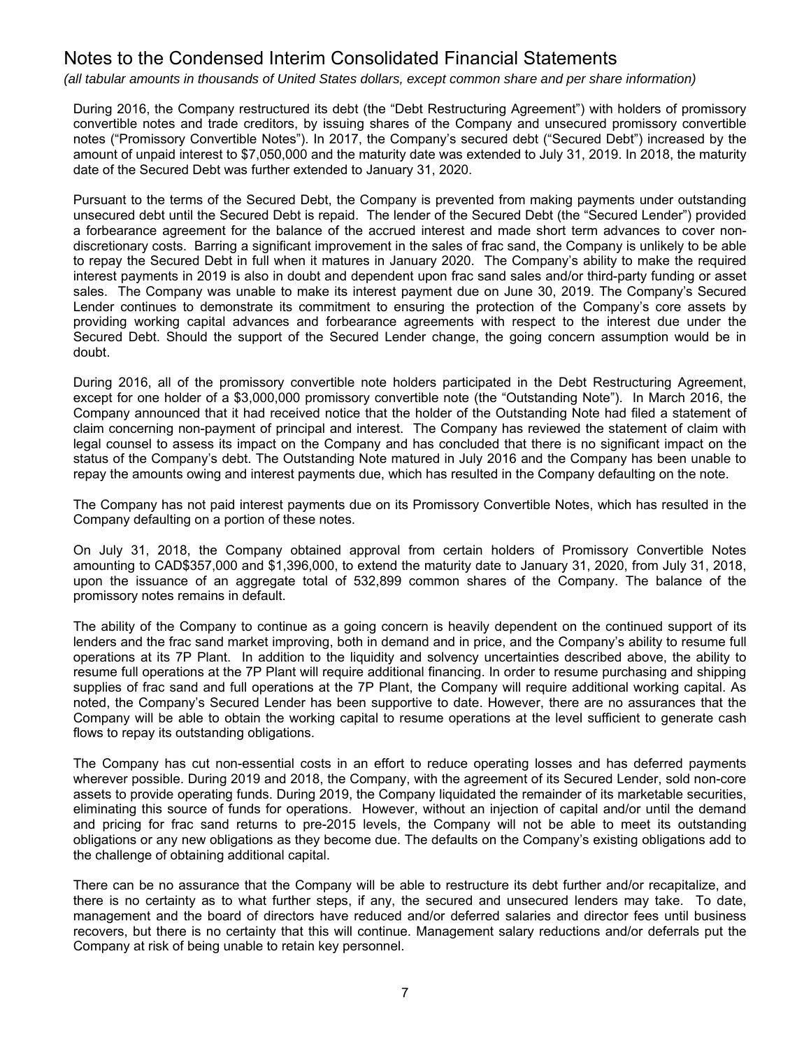During 2016, the Company restructured its debt (the "Debt Restructuring Agreement") with holders of promissory convertible notes and trade creditors, by issuing shares of the Company and unsecured promissory convertible notes ("Promissory Convertible Notes"). In 2017, the Company's secured debt ("Secured Debt") increased by the amount of unpaid interest to $7,050,000 and the maturity date was extended to July 31, 2019. In 2018, the maturity date of the Secured Debt was further extended to January 31, 2020.

Pursuant to the terms of the Secured Debt, the Company is prevented from making payments under outstanding unsecured debt until the Secured Debt is repaid. The lender of the Secured Debt (the "Secured Lender") provided a forbearance agreement for the balance of the accrued interest and made short term advances to cover non-discretionary costs. Barring a significant improvement in the sales of frac sand, the Company is unlikely to be able to repay the Secured Debt in full when it matures in January 2020. The Company's ability to make the required interest payments in 2019 is also in doubt and dependent upon frac sand sales and/or third-party funding or asset sales. The Company was unable to make its interest payment due on June 30, 2019. The Company's Secured Lender continues to demonstrate its commitment to ensuring the protection of the Company's core assets by providing working capital advances and forbearance agreements with respect to the interest due under the Secured Debt. Should the support of the Secured Lender change, the going concern assumption would be in doubt.

During 2016, all of the promissory convertible note holders participated in the Debt Restructuring Agreement, except for one holder of a $3,000,000 promissory convertible note (the "Outstanding Note"). In March 2016, the Company announced that it had received notice that the holder of the Outstanding Note had filed a statement of claim concerning non-payment of principal and interest. The Company has reviewed the statement of claim with legal counsel to assess its impact on the Company and has concluded that there is no significant impact on the status of the Company's debt. The Outstanding Note matured in July 2016 and the Company has been unable to repay the amounts owing and interest payments due, which has resulted in the Company defaulting on the note.

The Company has not paid interest payments due on its Promissory Convertible Notes, which has resulted in the Company defaulting on a portion of these notes.

On July 31, 2018, the Company obtained approval from certain holders of Promissory Convertible Notes amounting to CAD$357,000 and $1,396,000, to extend the maturity date to January 31, 2020, from July 31, 2018, upon the issuance of an aggregate total of 532,899 common shares of the Company. The balance of the promissory notes remains in default.

The ability of the Company to continue as a going concern is heavily dependent on the continued support of its lenders and the frac sand market improving, both in demand and in price, and the Company's ability to resume full operations at its 7P Plant. In addition to the liquidity and solvency uncertainties described above, the ability to resume full operations at the 7P Plant will require additional financing. In order to resume purchasing and shipping supplies of frac sand and full operations at the 7P Plant, the Company will require additional working capital. As noted, the Company's Secured Lender has been supportive to date. However, there are no assurances that the Company will be able to obtain the working capital to resume operations at the level sufficient to generate cash flows to repay its outstanding obligations.

The Company has cut non-essential costs in an effort to reduce operating losses and has deferred payments wherever possible. During 2019 and 2018, the Company, with the agreement of its Secured Lender, sold non-core assets to provide operating funds. During 2019, the Company liquidated the remainder of its marketable securities, eliminating this source of funds for operations. However, without an injection of capital and/or until the demand and pricing for frac sand returns to pre-2015 levels, the Company will not be able to meet its outstanding obligations or any new obligations as they become due. The defaults on the Company's existing obligations add to the challenge of obtaining additional capital.

There can be no assurance that the Company will be able to restructure its debt further and/or recapitalize, and there is no certainty as to what further steps, if any, the secured and unsecured lenders may take. To date, management and the board of directors have reduced and/or deferred salaries and director fees until business recovers, but there is no certainty that this will continue. Management salary reductions and/or deferrals put the Company at risk of being unable to retain key personnel.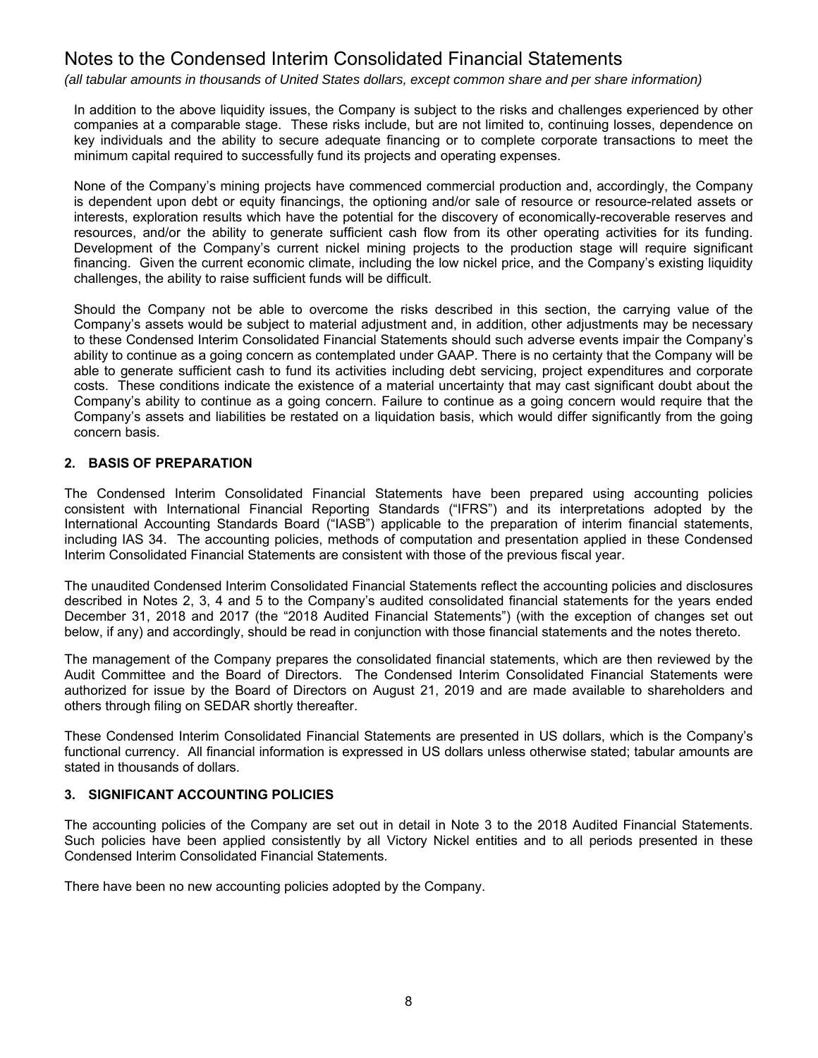In addition to the above liquidity issues, the Company is subject to the risks and challenges experienced by other companies at a comparable stage. These risks include, but are not limited to, continuing losses, dependence on key individuals and the ability to secure adequate financing or to complete corporate transactions to meet the minimum capital required to successfully fund its projects and operating expenses.

None of the Company's mining projects have commenced commercial production and, accordingly, the Company is dependent upon debt or equity financings, the optioning and/or sale of resource or resource-related assets or interests, exploration results which have the potential for the discovery of economically-recoverable reserves and resources, and/or the ability to generate sufficient cash flow from its other operating activities for its funding. Development of the Company's current nickel mining projects to the production stage will require significant financing. Given the current economic climate, including the low nickel price, and the Company's existing liquidity challenges, the ability to raise sufficient funds will be difficult.

Should the Company not be able to overcome the risks described in this section, the carrying value of the Company's assets would be subject to material adjustment and, in addition, other adjustments may be necessary to these Condensed Interim Consolidated Financial Statements should such adverse events impair the Company's ability to continue as a going concern as contemplated under GAAP. There is no certainty that the Company will be able to generate sufficient cash to fund its activities including debt servicing, project expenditures and corporate costs. These conditions indicate the existence of a material uncertainty that may cast significant doubt about the Company's ability to continue as a going concern. Failure to continue as a going concern would require that the Company's assets and liabilities be restated on a liquidation basis, which would differ significantly from the going concern basis.

## 2. BASIS OF PREPARATION

The Condensed Interim Consolidated Financial Statements have been prepared using accounting policies consistent with International Financial Reporting Standards ("IFRS") and its interpretations adopted by the International Accounting Standards Board ("IASB") applicable to the preparation of interim financial statements, including IAS 34. The accounting policies, methods of computation and presentation applied in these Condensed Interim Consolidated Financial Statements are consistent with those of the previous fiscal year.

The unaudited Condensed Interim Consolidated Financial Statements reflect the accounting policies and disclosures described in Notes 2, 3, 4 and 5 to the Company's audited consolidated financial statements for the years ended December 31, 2018 and 2017 (the "2018 Audited Financial Statements") (with the exception of changes set out below, if any) and accordingly, should be read in conjunction with those financial statements and the notes thereto.

The management of the Company prepares the consolidated financial statements, which are then reviewed by the Audit Committee and the Board of Directors. The Condensed Interim Consolidated Financial Statements were authorized for issue by the Board of Directors on August 21, 2019 and are made available to shareholders and others through filing on SEDAR shortly thereafter.

These Condensed Interim Consolidated Financial Statements are presented in US dollars, which is the Company's functional currency. All financial information is expressed in US dollars unless otherwise stated; tabular amounts are stated in thousands of dollars.

## 3. SIGNIFICANT ACCOUNTING POLICIES

The accounting policies of the Company are set out in detail in Note 3 to the 2018 Audited Financial Statements. Such policies have been applied consistently by all Victory Nickel entities and to all periods presented in these Condensed Interim Consolidated Financial Statements.

There have been no new accounting policies adopted by the Company.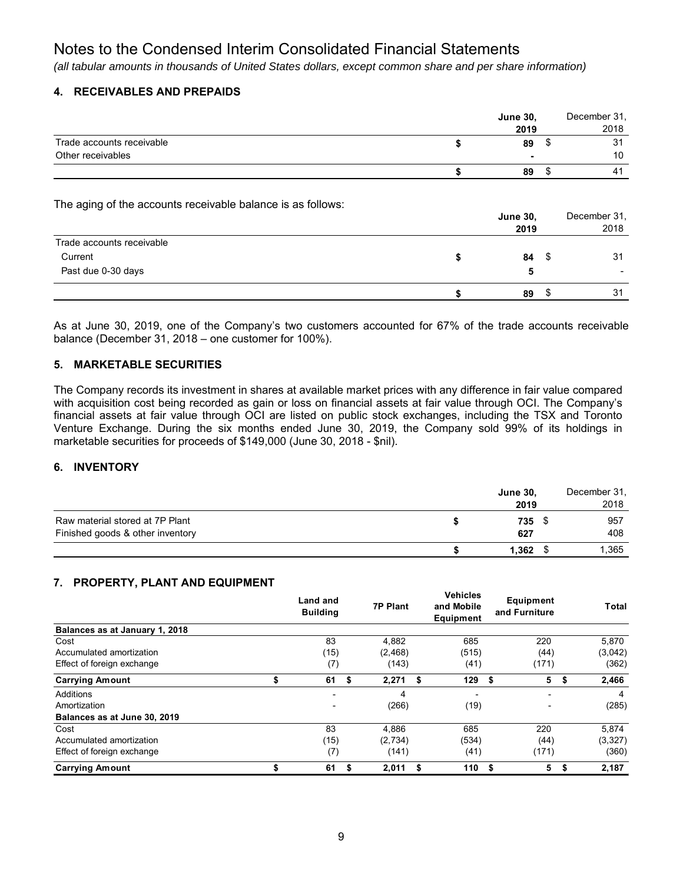# Notes to the Condensed Interim Consolidated Financial Statements

*(all tabular amounts in thousands of United States dollars, except common share and per share information)*

## 4. RECEIVABLES AND PREPAIDS

| | June 30, 2019 | December 31, 2018 |
|---|---|---|
| Trade accounts receivable | $ 89 | $ 31 |
| Other receivables | - | 10 |
| | $ 89 | $ 41 |

The aging of the accounts receivable balance is as follows:

| | June 30, 2019 | December 31, 2018 |
|---|---|---|
| Trade accounts receivable | | |
| Current | $ 84 | $ 31 |
| Past due 0-30 days | 5 | - |
| | $ 89 | $ 31 |

As at June 30, 2019, one of the Company's two customers accounted for 67% of the trade accounts receivable balance (December 31, 2018 – one customer for 100%).

## 5. MARKETABLE SECURITIES

The Company records its investment in shares at available market prices with any difference in fair value compared with acquisition cost being recorded as gain or loss on financial assets at fair value through OCI. The Company's financial assets at fair value through OCI are listed on public stock exchanges, including the TSX and Toronto Venture Exchange. During the six months ended June 30, 2019, the Company sold 99% of its holdings in marketable securities for proceeds of $149,000 (June 30, 2018 - $nil).

## 6. INVENTORY

| | June 30, 2019 | December 31, 2018 |
|---|---|---|
| Raw material stored at 7P Plant | $ 735 | $ 957 |
| Finished goods & other inventory | 627 | 408 |
| | $ 1,362 | $ 1,365 |

## 7. PROPERTY, PLANT AND EQUIPMENT

| | Land and Building | 7P Plant | Vehicles and Mobile Equipment | Equipment and Furniture | Total |
|---|---|---|---|---|---|
| **Balances as at January 1, 2018** | | | | | |
| Cost | 83 | 4,882 | 685 | 220 | 5,870 |
| Accumulated amortization | (15) | (2,468) | (515) | (44) | (3,042) |
| Effect of foreign exchange | (7) | (143) | (41) | (171) | (362) |
| **Carrying Amount** | $ 61 | $ 2,271 | $ 129 | $ 5 | $ 2,466 |
| Additions | - | 4 | - | - | 4 |
| Amortization | - | (266) | (19) | - | (285) |
| **Balances as at June 30, 2019** | | | | | |
| Cost | 83 | 4,886 | 685 | 220 | 5,874 |
| Accumulated amortization | (15) | (2,734) | (534) | (44) | (3,327) |
| Effect of foreign exchange | (7) | (141) | (41) | (171) | (360) |
| **Carrying Amount** | $ 61 | $ 2,011 | $ 110 | $ 5 | $ 2,187 |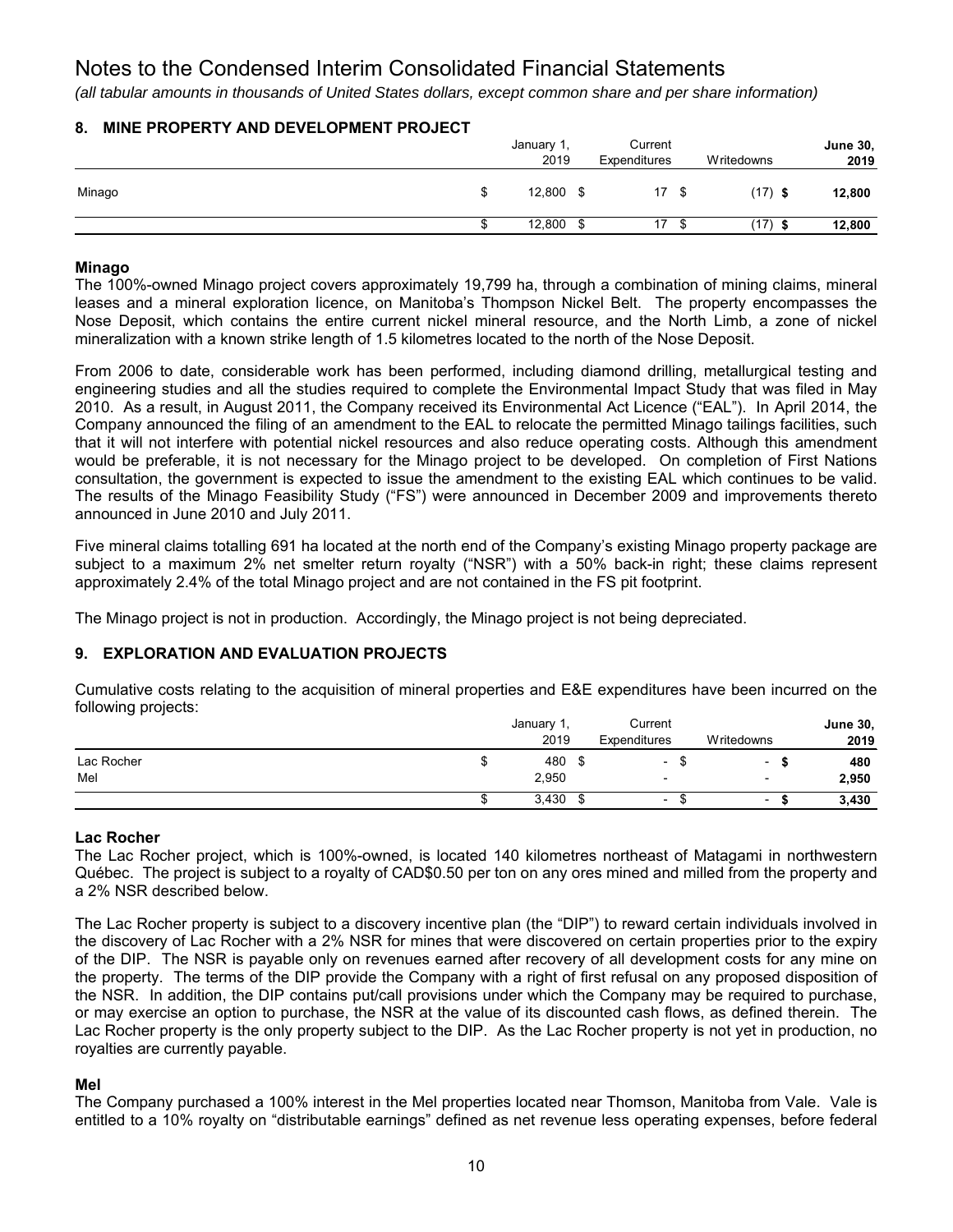# Notes to the Condensed Interim Consolidated Financial Statements

*(all tabular amounts in thousands of United States dollars, except common share and per share information)*

## 8. MINE PROPERTY AND DEVELOPMENT PROJECT

| | January 1, 2019 | Current Expenditures | Writedowns | **June 30, 2019** |
|---|---|---|---|---|
| Minago | $ 12,800 | $ 17 | $ (17) | **$ 12,800** |
| | $ 12,800 | $ 17 | $ (17) | **$ 12,800** |

### Minago

The 100%-owned Minago project covers approximately 19,799 ha, through a combination of mining claims, mineral leases and a mineral exploration licence, on Manitoba's Thompson Nickel Belt. The property encompasses the Nose Deposit, which contains the entire current nickel mineral resource, and the North Limb, a zone of nickel mineralization with a known strike length of 1.5 kilometres located to the north of the Nose Deposit.

From 2006 to date, considerable work has been performed, including diamond drilling, metallurgical testing and engineering studies and all the studies required to complete the Environmental Impact Study that was filed in May 2010. As a result, in August 2011, the Company received its Environmental Act Licence ("EAL"). In April 2014, the Company announced the filing of an amendment to the EAL to relocate the permitted Minago tailings facilities, such that it will not interfere with potential nickel resources and also reduce operating costs. Although this amendment would be preferable, it is not necessary for the Minago project to be developed. On completion of First Nations consultation, the government is expected to issue the amendment to the existing EAL which continues to be valid. The results of the Minago Feasibility Study ("FS") were announced in December 2009 and improvements thereto announced in June 2010 and July 2011.

Five mineral claims totalling 691 ha located at the north end of the Company's existing Minago property package are subject to a maximum 2% net smelter return royalty ("NSR") with a 50% back-in right; these claims represent approximately 2.4% of the total Minago project and are not contained in the FS pit footprint.

The Minago project is not in production. Accordingly, the Minago project is not being depreciated.

## 9. EXPLORATION AND EVALUATION PROJECTS

Cumulative costs relating to the acquisition of mineral properties and E&E expenditures have been incurred on the following projects:

| | January 1, 2019 | Current Expenditures | Writedowns | **June 30, 2019** |
|---|---|---|---|---|
| Lac Rocher | $ 480 | $ - | $ - | **$ 480** |
| Mel | 2,950 | - | - | **2,950** |
| | $ 3,430 | $ - | $ - | **$ 3,430** |

### Lac Rocher

The Lac Rocher project, which is 100%-owned, is located 140 kilometres northeast of Matagami in northwestern Québec. The project is subject to a royalty of CAD$0.50 per ton on any ores mined and milled from the property and a 2% NSR described below.

The Lac Rocher property is subject to a discovery incentive plan (the "DIP") to reward certain individuals involved in the discovery of Lac Rocher with a 2% NSR for mines that were discovered on certain properties prior to the expiry of the DIP. The NSR is payable only on revenues earned after recovery of all development costs for any mine on the property. The terms of the DIP provide the Company with a right of first refusal on any proposed disposition of the NSR. In addition, the DIP contains put/call provisions under which the Company may be required to purchase, or may exercise an option to purchase, the NSR at the value of its discounted cash flows, as defined therein. The Lac Rocher property is the only property subject to the DIP. As the Lac Rocher property is not yet in production, no royalties are currently payable.

### Mel

The Company purchased a 100% interest in the Mel properties located near Thomson, Manitoba from Vale. Vale is entitled to a 10% royalty on "distributable earnings" defined as net revenue less operating expenses, before federal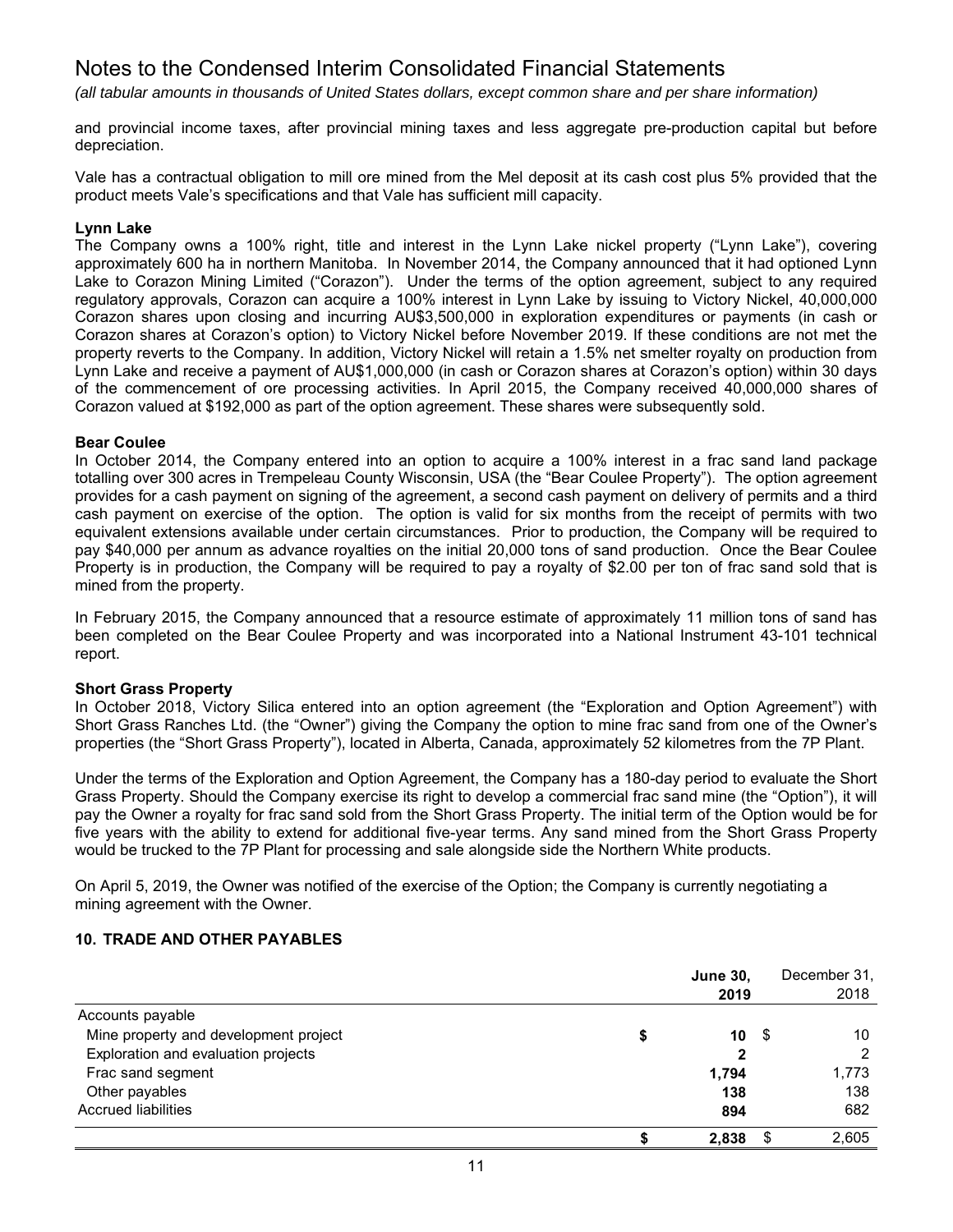and provincial income taxes, after provincial mining taxes and less aggregate pre-production capital but before depreciation.

Vale has a contractual obligation to mill ore mined from the Mel deposit at its cash cost plus 5% provided that the product meets Vale's specifications and that Vale has sufficient mill capacity.

**Lynn Lake**

The Company owns a 100% right, title and interest in the Lynn Lake nickel property ("Lynn Lake"), covering approximately 600 ha in northern Manitoba. In November 2014, the Company announced that it had optioned Lynn Lake to Corazon Mining Limited ("Corazon"). Under the terms of the option agreement, subject to any required regulatory approvals, Corazon can acquire a 100% interest in Lynn Lake by issuing to Victory Nickel, 40,000,000 Corazon shares upon closing and incurring AU$3,500,000 in exploration expenditures or payments (in cash or Corazon shares at Corazon's option) to Victory Nickel before November 2019. If these conditions are not met the property reverts to the Company. In addition, Victory Nickel will retain a 1.5% net smelter royalty on production from Lynn Lake and receive a payment of AU$1,000,000 (in cash or Corazon shares at Corazon's option) within 30 days of the commencement of ore processing activities. In April 2015, the Company received 40,000,000 shares of Corazon valued at $192,000 as part of the option agreement. These shares were subsequently sold.

**Bear Coulee**

In October 2014, the Company entered into an option to acquire a 100% interest in a frac sand land package totalling over 300 acres in Trempeleau County Wisconsin, USA (the "Bear Coulee Property"). The option agreement provides for a cash payment on signing of the agreement, a second cash payment on delivery of permits and a third cash payment on exercise of the option. The option is valid for six months from the receipt of permits with two equivalent extensions available under certain circumstances. Prior to production, the Company will be required to pay $40,000 per annum as advance royalties on the initial 20,000 tons of sand production. Once the Bear Coulee Property is in production, the Company will be required to pay a royalty of $2.00 per ton of frac sand sold that is mined from the property.

In February 2015, the Company announced that a resource estimate of approximately 11 million tons of sand has been completed on the Bear Coulee Property and was incorporated into a National Instrument 43-101 technical report.

**Short Grass Property**

In October 2018, Victory Silica entered into an option agreement (the "Exploration and Option Agreement") with Short Grass Ranches Ltd. (the "Owner") giving the Company the option to mine frac sand from one of the Owner's properties (the "Short Grass Property"), located in Alberta, Canada, approximately 52 kilometres from the 7P Plant.

Under the terms of the Exploration and Option Agreement, the Company has a 180-day period to evaluate the Short Grass Property. Should the Company exercise its right to develop a commercial frac sand mine (the "Option"), it will pay the Owner a royalty for frac sand sold from the Short Grass Property. The initial term of the Option would be for five years with the ability to extend for additional five-year terms. Any sand mined from the Short Grass Property would be trucked to the 7P Plant for processing and sale alongside side the Northern White products.

On April 5, 2019, the Owner was notified of the exercise of the Option; the Company is currently negotiating a mining agreement with the Owner.

## 10. TRADE AND OTHER PAYABLES

| | **June 30, 2019** | December 31, 2018 |
|---|---|---|
| Accounts payable | | |
| Mine property and development project | **$ 10** | $ 10 |
| Exploration and evaluation projects | **2** | 2 |
| Frac sand segment | **1,794** | 1,773 |
| Other payables | **138** | 138 |
| Accrued liabilities | **894** | 682 |
| | **$ 2,838** | $ 2,605 |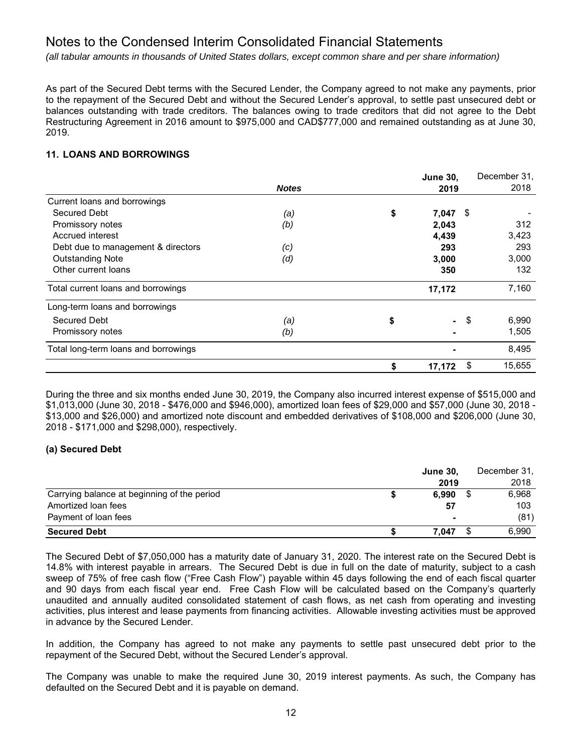# Notes to the Condensed Interim Consolidated Financial Statements

*(all tabular amounts in thousands of United States dollars, except common share and per share information)*

As part of the Secured Debt terms with the Secured Lender, the Company agreed to not make any payments, prior to the repayment of the Secured Debt and without the Secured Lender's approval, to settle past unsecured debt or balances outstanding with trade creditors. The balances owing to trade creditors that did not agree to the Debt Restructuring Agreement in 2016 amount to $975,000 and CAD$777,000 and remained outstanding as at June 30, 2019.

## 11. LOANS AND BORROWINGS

| | *Notes* | **June 30, 2019** | December 31, 2018 |
|---|---|---|---|
| Current loans and borrowings | | | |
| Secured Debt | *(a)* | **$ 7,047** | $ - |
| Promissory notes | *(b)* | **2,043** | 312 |
| Accrued interest | | **4,439** | 3,423 |
| Debt due to management & directors | *(c)* | **293** | 293 |
| Outstanding Note | *(d)* | **3,000** | 3,000 |
| Other current loans | | **350** | 132 |
| Total current loans and borrowings | | **17,172** | 7,160 |
| Long-term loans and borrowings | | | |
| Secured Debt | *(a)* | **$ -** | $ 6,990 |
| Promissory notes | *(b)* | **-** | 1,505 |
| Total long-term loans and borrowings | | **-** | 8,495 |
| | | **$ 17,172** | $ 15,655 |

During the three and six months ended June 30, 2019, the Company also incurred interest expense of $515,000 and $1,013,000 (June 30, 2018 - $476,000 and $946,000), amortized loan fees of $29,000 and $57,000 (June 30, 2018 - $13,000 and $26,000) and amortized note discount and embedded derivatives of $108,000 and $206,000 (June 30, 2018 - $171,000 and $298,000), respectively.

### (a) Secured Debt

| | **June 30, 2019** | December 31, 2018 |
|---|---|---|
| Carrying balance at beginning of the period | **$ 6,990** | $ 6,968 |
| Amortized loan fees | **57** | 103 |
| Payment of loan fees | **-** | (81) |
| **Secured Debt** | **$ 7,047** | $ 6,990 |

The Secured Debt of $7,050,000 has a maturity date of January 31, 2020. The interest rate on the Secured Debt is 14.8% with interest payable in arrears. The Secured Debt is due in full on the date of maturity, subject to a cash sweep of 75% of free cash flow ("Free Cash Flow") payable within 45 days following the end of each fiscal quarter and 90 days from each fiscal year end. Free Cash Flow will be calculated based on the Company's quarterly unaudited and annually audited consolidated statement of cash flows, as net cash from operating and investing activities, plus interest and lease payments from financing activities. Allowable investing activities must be approved in advance by the Secured Lender.

In addition, the Company has agreed to not make any payments to settle past unsecured debt prior to the repayment of the Secured Debt, without the Secured Lender's approval.

The Company was unable to make the required June 30, 2019 interest payments. As such, the Company has defaulted on the Secured Debt and it is payable on demand.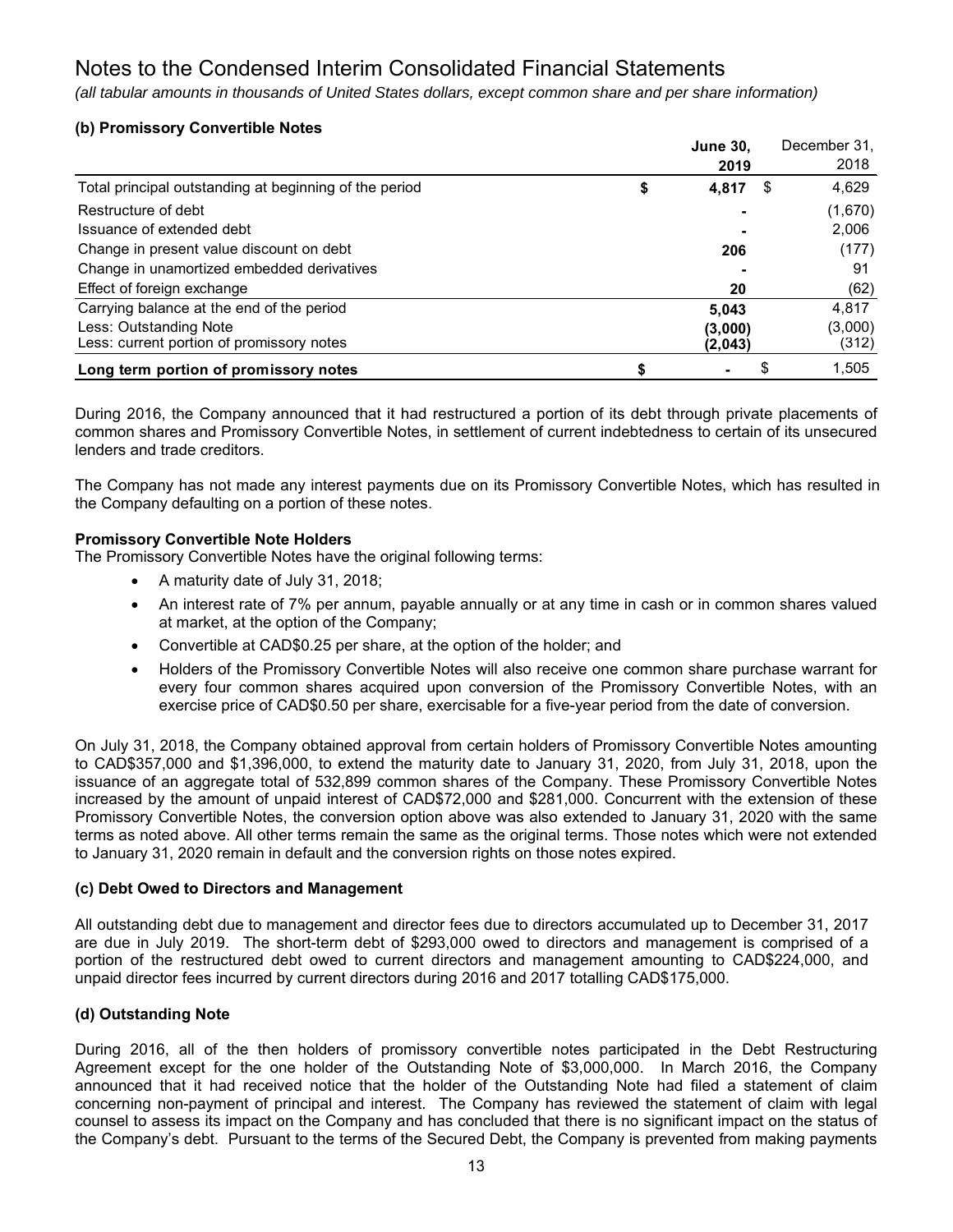# Notes to the Condensed Interim Consolidated Financial Statements

*(all tabular amounts in thousands of United States dollars, except common share and per share information)*

### (b) Promissory Convertible Notes

| | June 30, 2019 | December 31, 2018 |
|---|---|---|
| Total principal outstanding at beginning of the period | $ 4,817 | $ 4,629 |
| Restructure of debt | - | (1,670) |
| Issuance of extended debt | - | 2,006 |
| Change in present value discount on debt | 206 | (177) |
| Change in unamortized embedded derivatives | - | 91 |
| Effect of foreign exchange | 20 | (62) |
| Carrying balance at the end of the period | 5,043 | 4,817 |
| Less: Outstanding Note | (3,000) | (3,000) |
| Less: current portion of promissory notes | (2,043) | (312) |
| **Long term portion of promissory notes** | $ - | $ 1,505 |

During 2016, the Company announced that it had restructured a portion of its debt through private placements of common shares and Promissory Convertible Notes, in settlement of current indebtedness to certain of its unsecured lenders and trade creditors.

The Company has not made any interest payments due on its Promissory Convertible Notes, which has resulted in the Company defaulting on a portion of these notes.

**Promissory Convertible Note Holders**

The Promissory Convertible Notes have the original following terms:

- A maturity date of July 31, 2018;
- An interest rate of 7% per annum, payable annually or at any time in cash or in common shares valued at market, at the option of the Company;
- Convertible at CAD$0.25 per share, at the option of the holder; and
- Holders of the Promissory Convertible Notes will also receive one common share purchase warrant for every four common shares acquired upon conversion of the Promissory Convertible Notes, with an exercise price of CAD$0.50 per share, exercisable for a five-year period from the date of conversion.

On July 31, 2018, the Company obtained approval from certain holders of Promissory Convertible Notes amounting to CAD$357,000 and $1,396,000, to extend the maturity date to January 31, 2020, from July 31, 2018, upon the issuance of an aggregate total of 532,899 common shares of the Company. These Promissory Convertible Notes increased by the amount of unpaid interest of CAD$72,000 and $281,000. Concurrent with the extension of these Promissory Convertible Notes, the conversion option above was also extended to January 31, 2020 with the same terms as noted above. All other terms remain the same as the original terms. Those notes which were not extended to January 31, 2020 remain in default and the conversion rights on those notes expired.

### (c) Debt Owed to Directors and Management

All outstanding debt due to management and director fees due to directors accumulated up to December 31, 2017 are due in July 2019. The short-term debt of $293,000 owed to directors and management is comprised of a portion of the restructured debt owed to current directors and management amounting to CAD$224,000, and unpaid director fees incurred by current directors during 2016 and 2017 totalling CAD$175,000.

### (d) Outstanding Note

During 2016, all of the then holders of promissory convertible notes participated in the Debt Restructuring Agreement except for the one holder of the Outstanding Note of $3,000,000. In March 2016, the Company announced that it had received notice that the holder of the Outstanding Note had filed a statement of claim concerning non-payment of principal and interest. The Company has reviewed the statement of claim with legal counsel to assess its impact on the Company and has concluded that there is no significant impact on the status of the Company's debt. Pursuant to the terms of the Secured Debt, the Company is prevented from making payments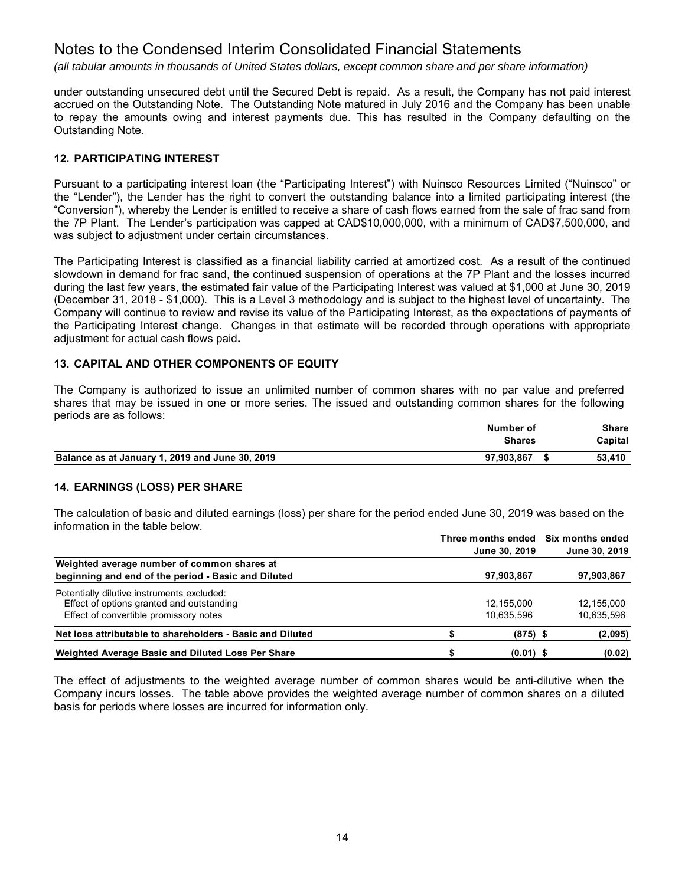under outstanding unsecured debt until the Secured Debt is repaid. As a result, the Company has not paid interest accrued on the Outstanding Note. The Outstanding Note matured in July 2016 and the Company has been unable to repay the amounts owing and interest payments due. This has resulted in the Company defaulting on the Outstanding Note.

## 12. PARTICIPATING INTEREST

Pursuant to a participating interest loan (the "Participating Interest") with Nuinsco Resources Limited ("Nuinsco" or the "Lender"), the Lender has the right to convert the outstanding balance into a limited participating interest (the "Conversion"), whereby the Lender is entitled to receive a share of cash flows earned from the sale of frac sand from the 7P Plant. The Lender's participation was capped at CAD$10,000,000, with a minimum of CAD$7,500,000, and was subject to adjustment under certain circumstances.

The Participating Interest is classified as a financial liability carried at amortized cost. As a result of the continued slowdown in demand for frac sand, the continued suspension of operations at the 7P Plant and the losses incurred during the last few years, the estimated fair value of the Participating Interest was valued at $1,000 at June 30, 2019 (December 31, 2018 - $1,000). This is a Level 3 methodology and is subject to the highest level of uncertainty. The Company will continue to review and revise its value of the Participating Interest, as the expectations of payments of the Participating Interest change. Changes in that estimate will be recorded through operations with appropriate adjustment for actual cash flows paid.

## 13. CAPITAL AND OTHER COMPONENTS OF EQUITY

The Company is authorized to issue an unlimited number of common shares with no par value and preferred shares that may be issued in one or more series. The issued and outstanding common shares for the following periods are as follows:

| | Number of Shares | Share Capital |
|---|---|---|
| **Balance as at January 1, 2019 and June 30, 2019** | **97,903,867** | **$ 53,410** |

## 14. EARNINGS (LOSS) PER SHARE

The calculation of basic and diluted earnings (loss) per share for the period ended June 30, 2019 was based on the information in the table below.

| | Three months ended June 30, 2019 | Six months ended June 30, 2019 |
|---|---|---|
| **Weighted average number of common shares at beginning and end of the period - Basic and Diluted** | **97,903,867** | **97,903,867** |
| Potentially dilutive instruments excluded: | | |
| Effect of options granted and outstanding | 12,155,000 | 12,155,000 |
| Effect of convertible promissory notes | 10,635,596 | 10,635,596 |
| **Net loss attributable to shareholders - Basic and Diluted** | **$ (875)** | **$ (2,095)** |
| **Weighted Average Basic and Diluted Loss Per Share** | **$ (0.01)** | **$ (0.02)** |

The effect of adjustments to the weighted average number of common shares would be anti-dilutive when the Company incurs losses. The table above provides the weighted average number of common shares on a diluted basis for periods where losses are incurred for information only.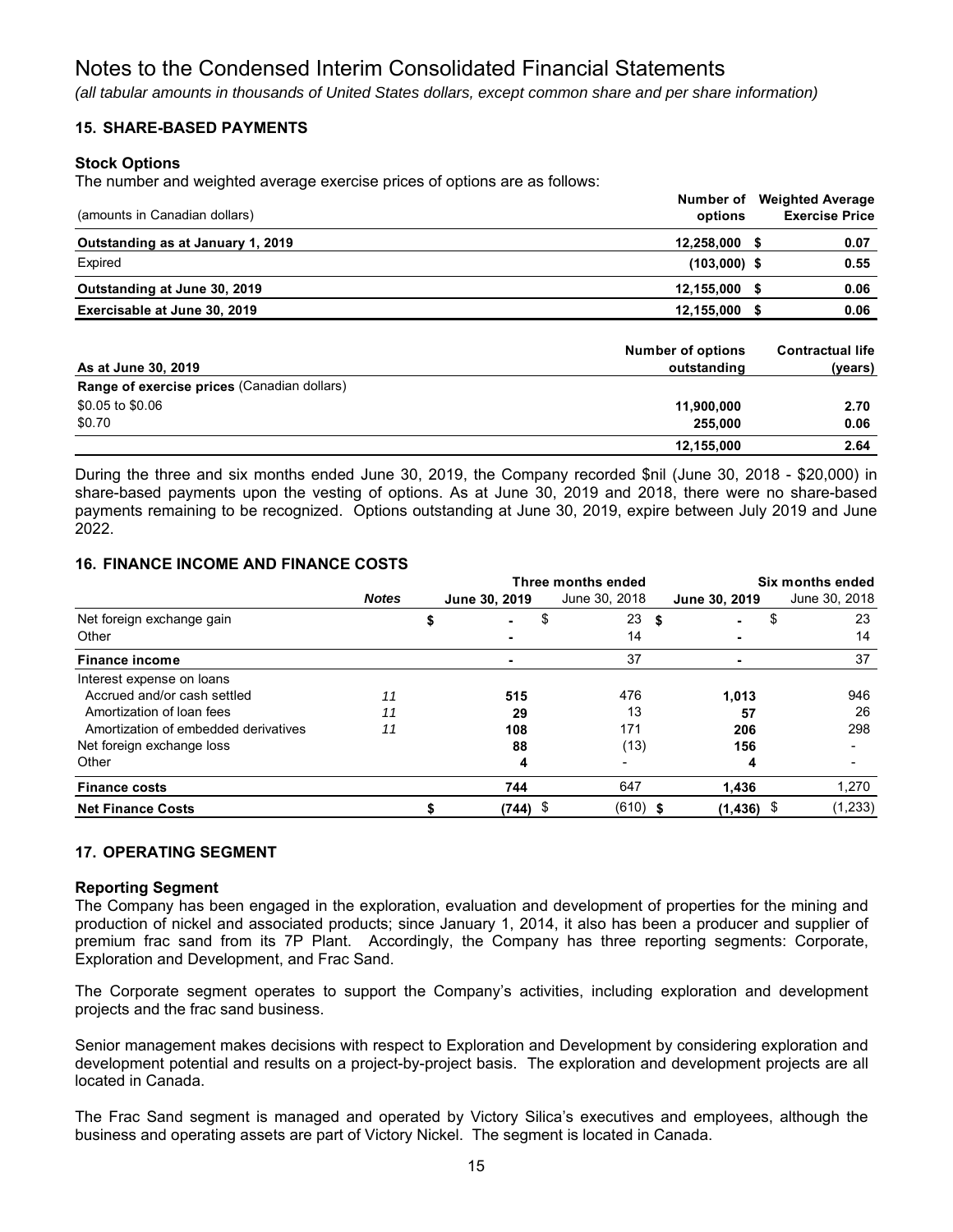## 15. SHARE-BASED PAYMENTS

### Stock Options

The number and weighted average exercise prices of options are as follows:

| (amounts in Canadian dollars) | Number of options | Weighted Average Exercise Price |
|---|---|---|
| **Outstanding as at January 1, 2019** | **12,258,000** | **$ 0.07** |
| Expired | **(103,000)** | **$ 0.55** |
| **Outstanding at June 30, 2019** | **12,155,000** | **$ 0.06** |
| **Exercisable at June 30, 2019** | **12,155,000** | **$ 0.06** |

| As at June 30, 2019 | Number of options outstanding | Contractual life (years) |
|---|---|---|
| **Range of exercise prices** (Canadian dollars) | | |
| $0.05 to $0.06 | **11,900,000** | **2.70** |
| $0.70 | **255,000** | **0.06** |
| | **12,155,000** | **2.64** |

During the three and six months ended June 30, 2019, the Company recorded $nil (June 30, 2018 - $20,000) in share-based payments upon the vesting of options. As at June 30, 2019 and 2018, there were no share-based payments remaining to be recognized. Options outstanding at June 30, 2019, expire between July 2019 and June 2022.

## 16. FINANCE INCOME AND FINANCE COSTS

| | *Notes* | Three months ended **June 30, 2019** | Three months ended June 30, 2018 | Six months ended **June 30, 2019** | Six months ended June 30, 2018 |
|---|---|---|---|---|---|
| Net foreign exchange gain | | $ **-** | $ 23 | $ **-** | $ 23 |
| Other | | **-** | 14 | **-** | 14 |
| **Finance income** | | **-** | 37 | **-** | 37 |
| Interest expense on loans | | | | | |
| Accrued and/or cash settled | *11* | **515** | 476 | **1,013** | 946 |
| Amortization of loan fees | *11* | **29** | 13 | **57** | 26 |
| Amortization of embedded derivatives | *11* | **108** | 171 | **206** | 298 |
| Net foreign exchange loss | | **88** | (13) | **156** | - |
| Other | | **4** | - | **4** | - |
| **Finance costs** | | **744** | 647 | **1,436** | 1,270 |
| **Net Finance Costs** | | **$ (744)** | $ (610) | **$ (1,436)** | $ (1,233) |

## 17. OPERATING SEGMENT

### Reporting Segment

The Company has been engaged in the exploration, evaluation and development of properties for the mining and production of nickel and associated products; since January 1, 2014, it also has been a producer and supplier of premium frac sand from its 7P Plant. Accordingly, the Company has three reporting segments: Corporate, Exploration and Development, and Frac Sand.

The Corporate segment operates to support the Company's activities, including exploration and development projects and the frac sand business.

Senior management makes decisions with respect to Exploration and Development by considering exploration and development potential and results on a project-by-project basis. The exploration and development projects are all located in Canada.

The Frac Sand segment is managed and operated by Victory Silica's executives and employees, although the business and operating assets are part of Victory Nickel. The segment is located in Canada.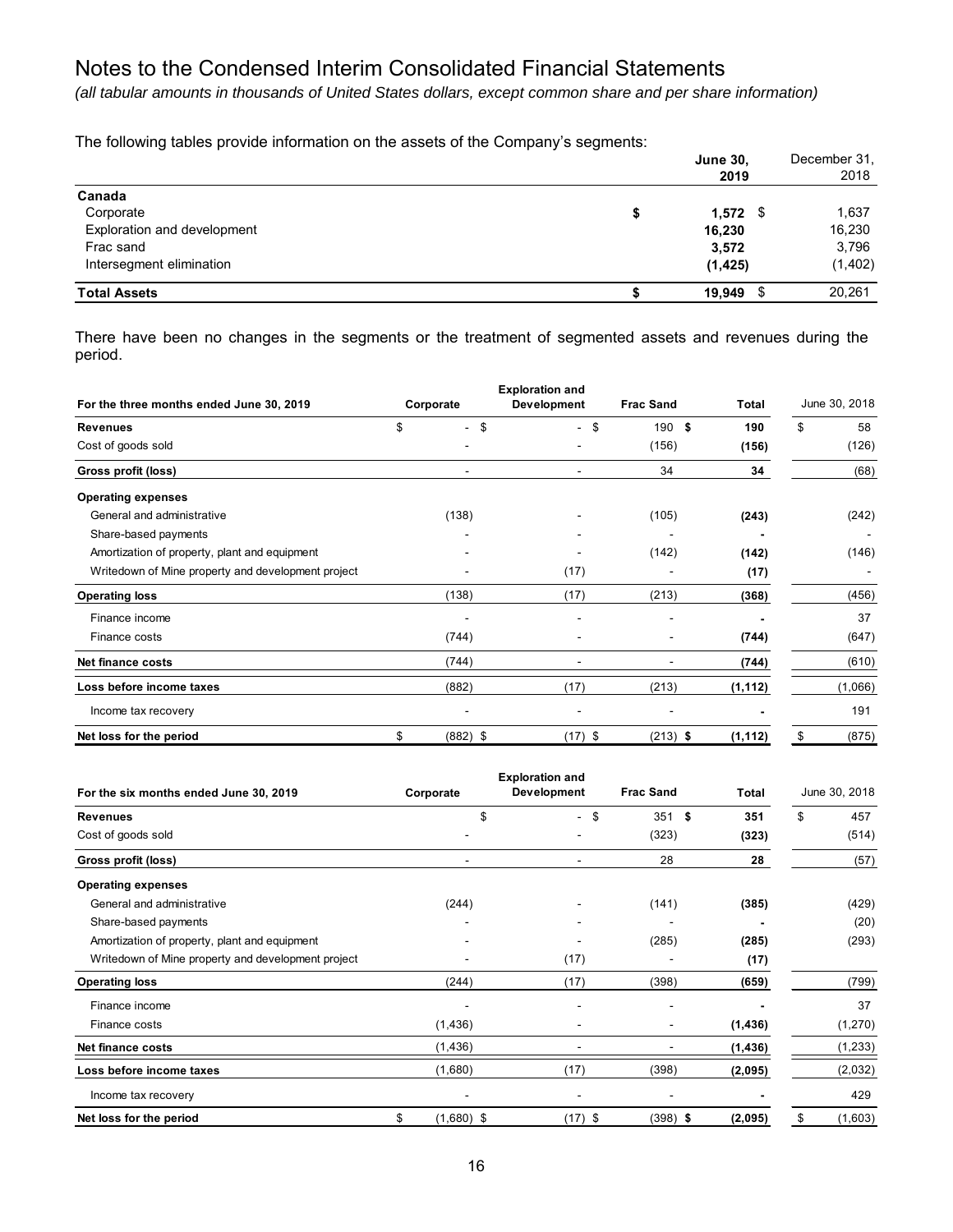# Notes to the Condensed Interim Consolidated Financial Statements

*(all tabular amounts in thousands of United States dollars, except common share and per share information)*

The following tables provide information on the assets of the Company's segments:

| | June 30, 2019 | December 31, 2018 |
|---|---|---|
| **Canada** | | |
| Corporate | $ **1,572** | $ 1,637 |
| Exploration and development | **16,230** | 16,230 |
| Frac sand | **3,572** | 3,796 |
| Intersegment elimination | **(1,425)** | (1,402) |
| **Total Assets** | $ **19,949** | $ 20,261 |

There have been no changes in the segments or the treatment of segmented assets and revenues during the period.

| For the three months ended June 30, 2019 | Corporate | Exploration and Development | Frac Sand | Total | June 30, 2018 |
|---|---|---|---|---|---|
| **Revenues** | $ - | $ - | $ 190 | $ **190** | $ 58 |
| Cost of goods sold | - | - | (156) | **(156)** | (126) |
| **Gross profit (loss)** | - | - | 34 | **34** | (68) |
| **Operating expenses** | | | | | |
| General and administrative | (138) | - | (105) | **(243)** | (242) |
| Share-based payments | - | - | - | **-** | - |
| Amortization of property, plant and equipment | - | - | (142) | **(142)** | (146) |
| Writedown of Mine property and development project | - | (17) | - | **(17)** | - |
| **Operating loss** | (138) | (17) | (213) | **(368)** | (456) |
| Finance income | - | - | - | **-** | 37 |
| Finance costs | (744) | - | - | **(744)** | (647) |
| **Net finance costs** | (744) | - | - | **(744)** | (610) |
| **Loss before income taxes** | (882) | (17) | (213) | **(1,112)** | (1,066) |
| Income tax recovery | - | - | - | **-** | 191 |
| **Net loss for the period** | $ (882) | $ (17) | $ (213) | $ **(1,112)** | $ (875) |

| For the six months ended June 30, 2019 | Corporate | Exploration and Development | Frac Sand | Total | June 30, 2018 |
|---|---|---|---|---|---|
| **Revenues** | $ | - | $ 351 | $ **351** | $ 457 |
| Cost of goods sold | - | - | (323) | **(323)** | (514) |
| **Gross profit (loss)** | - | - | 28 | **28** | (57) |
| **Operating expenses** | | | | | |
| General and administrative | (244) | - | (141) | **(385)** | (429) |
| Share-based payments | - | - | - | **-** | (20) |
| Amortization of property, plant and equipment | - | - | (285) | **(285)** | (293) |
| Writedown of Mine property and development project | - | (17) | - | **(17)** | |
| **Operating loss** | (244) | (17) | (398) | **(659)** | (799) |
| Finance income | - | - | - | **-** | 37 |
| Finance costs | (1,436) | - | - | **(1,436)** | (1,270) |
| **Net finance costs** | (1,436) | - | - | **(1,436)** | (1,233) |
| **Loss before income taxes** | (1,680) | (17) | (398) | **(2,095)** | (2,032) |
| Income tax recovery | - | - | - | **-** | 429 |
| **Net loss for the period** | $ (1,680) | $ (17) | $ (398) | $ **(2,095)** | $ (1,603) |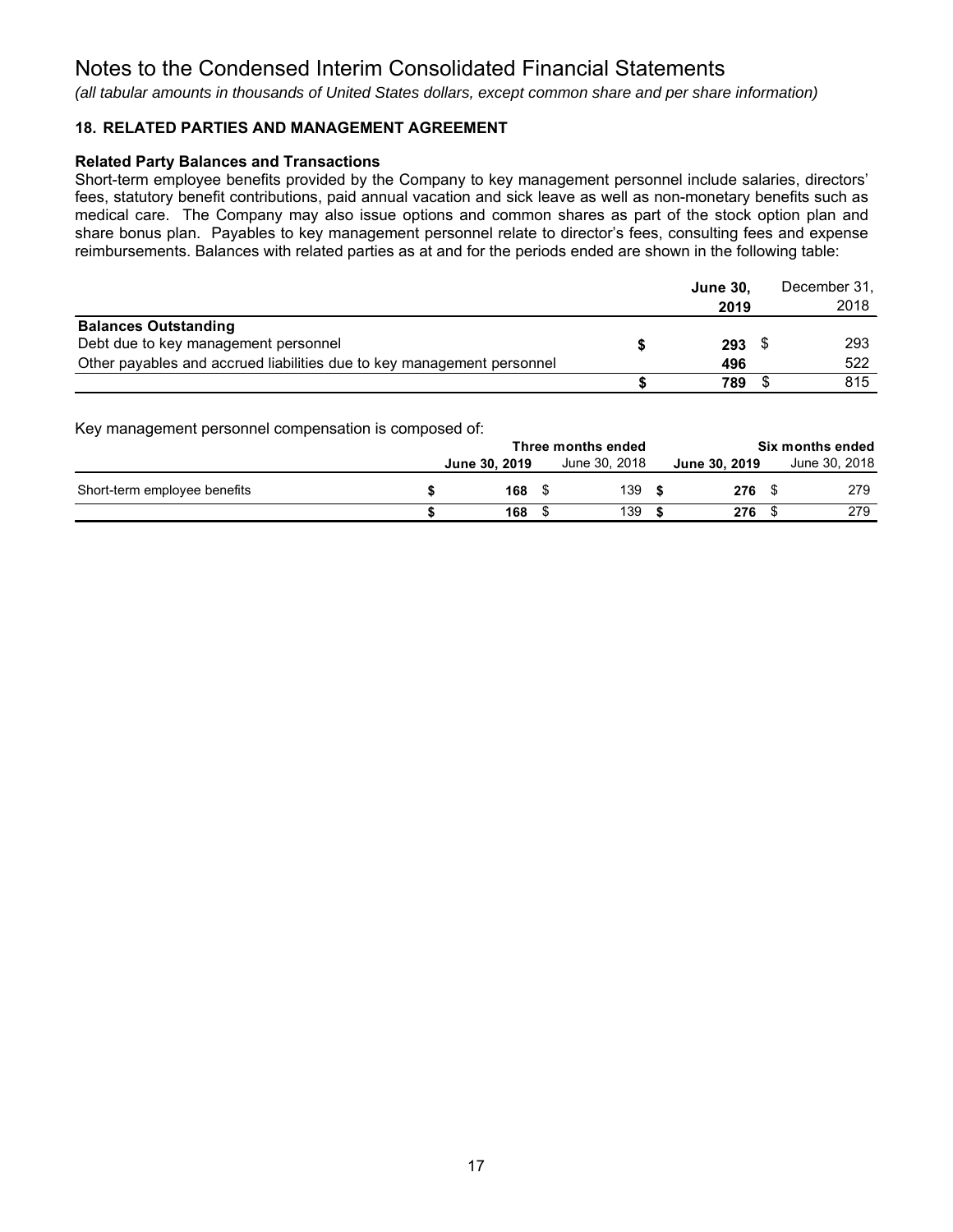# Notes to the Condensed Interim Consolidated Financial Statements

*(all tabular amounts in thousands of United States dollars, except common share and per share information)*

### 18. RELATED PARTIES AND MANAGEMENT AGREEMENT

#### Related Party Balances and Transactions

Short-term employee benefits provided by the Company to key management personnel include salaries, directors' fees, statutory benefit contributions, paid annual vacation and sick leave as well as non-monetary benefits such as medical care. The Company may also issue options and common shares as part of the stock option plan and share bonus plan. Payables to key management personnel relate to director's fees, consulting fees and expense reimbursements. Balances with related parties as at and for the periods ended are shown in the following table:

| | **June 30, 2019** | December 31, 2018 |
|---|---|---|
| **Balances Outstanding** | | |
| Debt due to key management personnel | **$ 293** | $ 293 |
| Other payables and accrued liabilities due to key management personnel | **496** | 522 |
| | **$ 789** | $ 815 |

Key management personnel compensation is composed of:

| | **Three months ended** | | **Six months ended** | |
|---|---|---|---|---|
| | **June 30, 2019** | June 30, 2018 | **June 30, 2019** | June 30, 2018 |
| Short-term employee benefits | **$ 168** | $ 139 | **$ 276** | $ 279 |
| | **$ 168** | $ 139 | **$ 276** | $ 279 |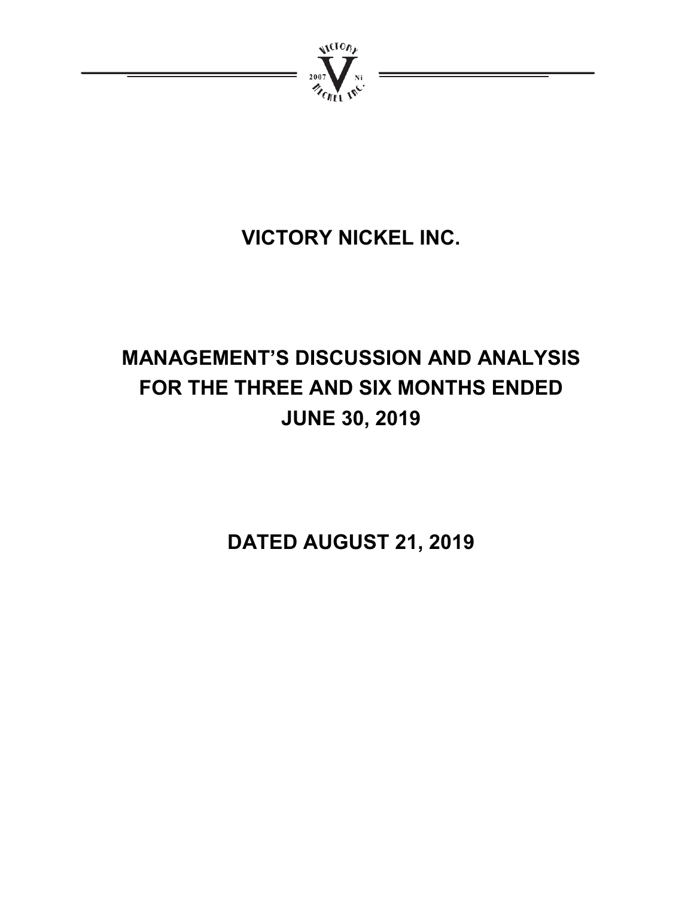# VICTORY NICKEL INC.

# MANAGEMENT'S DISCUSSION AND ANALYSIS FOR THE THREE AND SIX MONTHS ENDED JUNE 30, 2019

# DATED AUGUST 21, 2019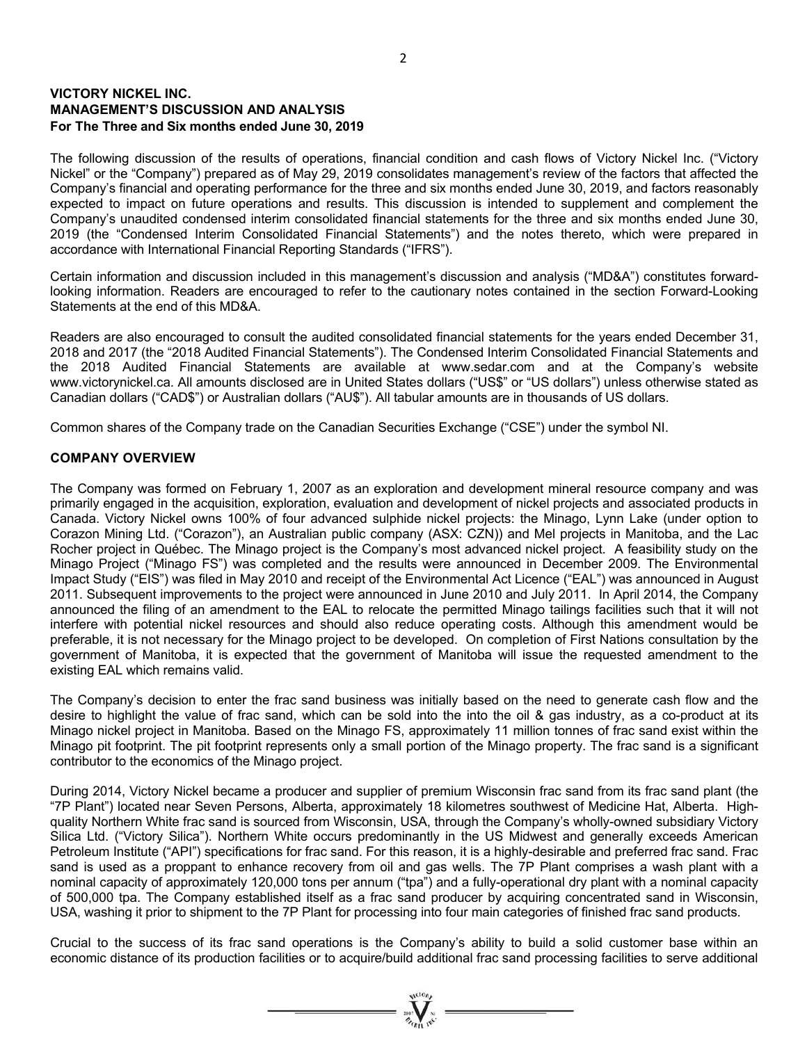**VICTORY NICKEL INC.**
**MANAGEMENT'S DISCUSSION AND ANALYSIS**
**For The Three and Six months ended June 30, 2019**

The following discussion of the results of operations, financial condition and cash flows of Victory Nickel Inc. ("Victory Nickel" or the "Company") prepared as of May 29, 2019 consolidates management's review of the factors that affected the Company's financial and operating performance for the three and six months ended June 30, 2019, and factors reasonably expected to impact on future operations and results. This discussion is intended to supplement and complement the Company's unaudited condensed interim consolidated financial statements for the three and six months ended June 30, 2019 (the "Condensed Interim Consolidated Financial Statements") and the notes thereto, which were prepared in accordance with International Financial Reporting Standards ("IFRS").

Certain information and discussion included in this management's discussion and analysis ("MD&A") constitutes forward-looking information. Readers are encouraged to refer to the cautionary notes contained in the section Forward-Looking Statements at the end of this MD&A.

Readers are also encouraged to consult the audited consolidated financial statements for the years ended December 31, 2018 and 2017 (the "2018 Audited Financial Statements"). The Condensed Interim Consolidated Financial Statements and the 2018 Audited Financial Statements are available at www.sedar.com and at the Company's website www.victorynickel.ca. All amounts disclosed are in United States dollars ("US$" or "US dollars") unless otherwise stated as Canadian dollars ("CAD$") or Australian dollars ("AU$"). All tabular amounts are in thousands of US dollars.

Common shares of the Company trade on the Canadian Securities Exchange ("CSE") under the symbol NI.

## COMPANY OVERVIEW

The Company was formed on February 1, 2007 as an exploration and development mineral resource company and was primarily engaged in the acquisition, exploration, evaluation and development of nickel projects and associated products in Canada. Victory Nickel owns 100% of four advanced sulphide nickel projects: the Minago, Lynn Lake (under option to Corazon Mining Ltd. ("Corazon"), an Australian public company (ASX: CZN)) and Mel projects in Manitoba, and the Lac Rocher project in Québec. The Minago project is the Company's most advanced nickel project. A feasibility study on the Minago Project ("Minago FS") was completed and the results were announced in December 2009. The Environmental Impact Study ("EIS") was filed in May 2010 and receipt of the Environmental Act Licence ("EAL") was announced in August 2011. Subsequent improvements to the project were announced in June 2010 and July 2011. In April 2014, the Company announced the filing of an amendment to the EAL to relocate the permitted Minago tailings facilities such that it will not interfere with potential nickel resources and should also reduce operating costs. Although this amendment would be preferable, it is not necessary for the Minago project to be developed. On completion of First Nations consultation by the government of Manitoba, it is expected that the government of Manitoba will issue the requested amendment to the existing EAL which remains valid.

The Company's decision to enter the frac sand business was initially based on the need to generate cash flow and the desire to highlight the value of frac sand, which can be sold into the into the oil & gas industry, as a co-product at its Minago nickel project in Manitoba. Based on the Minago FS, approximately 11 million tonnes of frac sand exist within the Minago pit footprint. The pit footprint represents only a small portion of the Minago property. The frac sand is a significant contributor to the economics of the Minago project.

During 2014, Victory Nickel became a producer and supplier of premium Wisconsin frac sand from its frac sand plant (the "7P Plant") located near Seven Persons, Alberta, approximately 18 kilometres southwest of Medicine Hat, Alberta. High-quality Northern White frac sand is sourced from Wisconsin, USA, through the Company's wholly-owned subsidiary Victory Silica Ltd. ("Victory Silica"). Northern White occurs predominantly in the US Midwest and generally exceeds American Petroleum Institute ("API") specifications for frac sand. For this reason, it is a highly-desirable and preferred frac sand. Frac sand is used as a proppant to enhance recovery from oil and gas wells. The 7P Plant comprises a wash plant with a nominal capacity of approximately 120,000 tons per annum ("tpa") and a fully-operational dry plant with a nominal capacity of 500,000 tpa. The Company established itself as a frac sand producer by acquiring concentrated sand in Wisconsin, USA, washing it prior to shipment to the 7P Plant for processing into four main categories of finished frac sand products.

Crucial to the success of its frac sand operations is the Company's ability to build a solid customer base within an economic distance of its production facilities or to acquire/build additional frac sand processing facilities to serve additional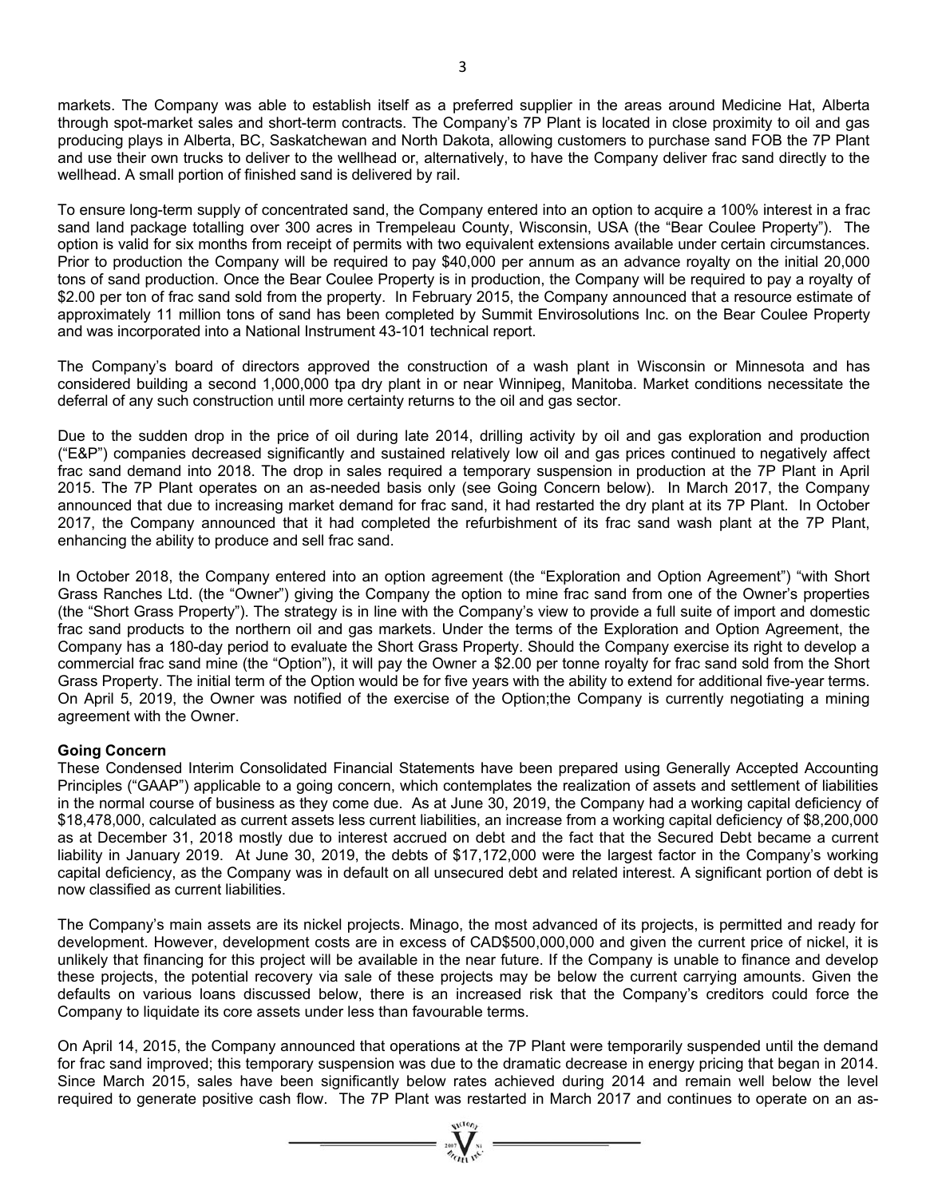markets. The Company was able to establish itself as a preferred supplier in the areas around Medicine Hat, Alberta through spot-market sales and short-term contracts. The Company's 7P Plant is located in close proximity to oil and gas producing plays in Alberta, BC, Saskatchewan and North Dakota, allowing customers to purchase sand FOB the 7P Plant and use their own trucks to deliver to the wellhead or, alternatively, to have the Company deliver frac sand directly to the wellhead. A small portion of finished sand is delivered by rail.

To ensure long-term supply of concentrated sand, the Company entered into an option to acquire a 100% interest in a frac sand land package totalling over 300 acres in Trempeleau County, Wisconsin, USA (the "Bear Coulee Property"). The option is valid for six months from receipt of permits with two equivalent extensions available under certain circumstances. Prior to production the Company will be required to pay $40,000 per annum as an advance royalty on the initial 20,000 tons of sand production. Once the Bear Coulee Property is in production, the Company will be required to pay a royalty of $2.00 per ton of frac sand sold from the property. In February 2015, the Company announced that a resource estimate of approximately 11 million tons of sand has been completed by Summit Envirosolutions Inc. on the Bear Coulee Property and was incorporated into a National Instrument 43-101 technical report.

The Company's board of directors approved the construction of a wash plant in Wisconsin or Minnesota and has considered building a second 1,000,000 tpa dry plant in or near Winnipeg, Manitoba. Market conditions necessitate the deferral of any such construction until more certainty returns to the oil and gas sector.

Due to the sudden drop in the price of oil during late 2014, drilling activity by oil and gas exploration and production ("E&P") companies decreased significantly and sustained relatively low oil and gas prices continued to negatively affect frac sand demand into 2018. The drop in sales required a temporary suspension in production at the 7P Plant in April 2015. The 7P Plant operates on an as-needed basis only (see Going Concern below). In March 2017, the Company announced that due to increasing market demand for frac sand, it had restarted the dry plant at its 7P Plant. In October 2017, the Company announced that it had completed the refurbishment of its frac sand wash plant at the 7P Plant, enhancing the ability to produce and sell frac sand.

In October 2018, the Company entered into an option agreement (the "Exploration and Option Agreement") "with Short Grass Ranches Ltd. (the "Owner") giving the Company the option to mine frac sand from one of the Owner's properties (the "Short Grass Property"). The strategy is in line with the Company's view to provide a full suite of import and domestic frac sand products to the northern oil and gas markets. Under the terms of the Exploration and Option Agreement, the Company has a 180-day period to evaluate the Short Grass Property. Should the Company exercise its right to develop a commercial frac sand mine (the "Option"), it will pay the Owner a $2.00 per tonne royalty for frac sand sold from the Short Grass Property. The initial term of the Option would be for five years with the ability to extend for additional five-year terms. On April 5, 2019, the Owner was notified of the exercise of the Option;the Company is currently negotiating a mining agreement with the Owner.

**Going Concern**

These Condensed Interim Consolidated Financial Statements have been prepared using Generally Accepted Accounting Principles ("GAAP") applicable to a going concern, which contemplates the realization of assets and settlement of liabilities in the normal course of business as they come due. As at June 30, 2019, the Company had a working capital deficiency of $18,478,000, calculated as current assets less current liabilities, an increase from a working capital deficiency of $8,200,000 as at December 31, 2018 mostly due to interest accrued on debt and the fact that the Secured Debt became a current liability in January 2019. At June 30, 2019, the debts of $17,172,000 were the largest factor in the Company's working capital deficiency, as the Company was in default on all unsecured debt and related interest. A significant portion of debt is now classified as current liabilities.

The Company's main assets are its nickel projects. Minago, the most advanced of its projects, is permitted and ready for development. However, development costs are in excess of CAD$500,000,000 and given the current price of nickel, it is unlikely that financing for this project will be available in the near future. If the Company is unable to finance and develop these projects, the potential recovery via sale of these projects may be below the current carrying amounts. Given the defaults on various loans discussed below, there is an increased risk that the Company's creditors could force the Company to liquidate its core assets under less than favourable terms.

On April 14, 2015, the Company announced that operations at the 7P Plant were temporarily suspended until the demand for frac sand improved; this temporary suspension was due to the dramatic decrease in energy pricing that began in 2014. Since March 2015, sales have been significantly below rates achieved during 2014 and remain well below the level required to generate positive cash flow. The 7P Plant was restarted in March 2017 and continues to operate on an as-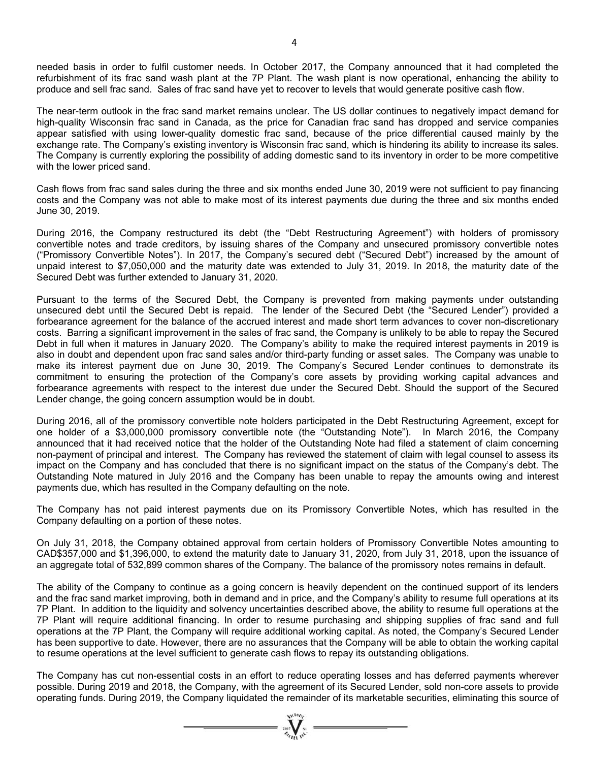needed basis in order to fulfil customer needs. In October 2017, the Company announced that it had completed the refurbishment of its frac sand wash plant at the 7P Plant. The wash plant is now operational, enhancing the ability to produce and sell frac sand. Sales of frac sand have yet to recover to levels that would generate positive cash flow.

The near-term outlook in the frac sand market remains unclear. The US dollar continues to negatively impact demand for high-quality Wisconsin frac sand in Canada, as the price for Canadian frac sand has dropped and service companies appear satisfied with using lower-quality domestic frac sand, because of the price differential caused mainly by the exchange rate. The Company's existing inventory is Wisconsin frac sand, which is hindering its ability to increase its sales. The Company is currently exploring the possibility of adding domestic sand to its inventory in order to be more competitive with the lower priced sand.

Cash flows from frac sand sales during the three and six months ended June 30, 2019 were not sufficient to pay financing costs and the Company was not able to make most of its interest payments due during the three and six months ended June 30, 2019.

During 2016, the Company restructured its debt (the "Debt Restructuring Agreement") with holders of promissory convertible notes and trade creditors, by issuing shares of the Company and unsecured promissory convertible notes ("Promissory Convertible Notes"). In 2017, the Company's secured debt ("Secured Debt") increased by the amount of unpaid interest to $7,050,000 and the maturity date was extended to July 31, 2019. In 2018, the maturity date of the Secured Debt was further extended to January 31, 2020.

Pursuant to the terms of the Secured Debt, the Company is prevented from making payments under outstanding unsecured debt until the Secured Debt is repaid. The lender of the Secured Debt (the "Secured Lender") provided a forbearance agreement for the balance of the accrued interest and made short term advances to cover non-discretionary costs. Barring a significant improvement in the sales of frac sand, the Company is unlikely to be able to repay the Secured Debt in full when it matures in January 2020. The Company's ability to make the required interest payments in 2019 is also in doubt and dependent upon frac sand sales and/or third-party funding or asset sales. The Company was unable to make its interest payment due on June 30, 2019. The Company's Secured Lender continues to demonstrate its commitment to ensuring the protection of the Company's core assets by providing working capital advances and forbearance agreements with respect to the interest due under the Secured Debt. Should the support of the Secured Lender change, the going concern assumption would be in doubt.

During 2016, all of the promissory convertible note holders participated in the Debt Restructuring Agreement, except for one holder of a $3,000,000 promissory convertible note (the "Outstanding Note"). In March 2016, the Company announced that it had received notice that the holder of the Outstanding Note had filed a statement of claim concerning non-payment of principal and interest. The Company has reviewed the statement of claim with legal counsel to assess its impact on the Company and has concluded that there is no significant impact on the status of the Company's debt. The Outstanding Note matured in July 2016 and the Company has been unable to repay the amounts owing and interest payments due, which has resulted in the Company defaulting on the note.

The Company has not paid interest payments due on its Promissory Convertible Notes, which has resulted in the Company defaulting on a portion of these notes.

On July 31, 2018, the Company obtained approval from certain holders of Promissory Convertible Notes amounting to CAD$357,000 and $1,396,000, to extend the maturity date to January 31, 2020, from July 31, 2018, upon the issuance of an aggregate total of 532,899 common shares of the Company. The balance of the promissory notes remains in default.

The ability of the Company to continue as a going concern is heavily dependent on the continued support of its lenders and the frac sand market improving, both in demand and in price, and the Company's ability to resume full operations at its 7P Plant. In addition to the liquidity and solvency uncertainties described above, the ability to resume full operations at the 7P Plant will require additional financing. In order to resume purchasing and shipping supplies of frac sand and full operations at the 7P Plant, the Company will require additional working capital. As noted, the Company's Secured Lender has been supportive to date. However, there are no assurances that the Company will be able to obtain the working capital to resume operations at the level sufficient to generate cash flows to repay its outstanding obligations.

The Company has cut non-essential costs in an effort to reduce operating losses and has deferred payments wherever possible. During 2019 and 2018, the Company, with the agreement of its Secured Lender, sold non-core assets to provide operating funds. During 2019, the Company liquidated the remainder of its marketable securities, eliminating this source of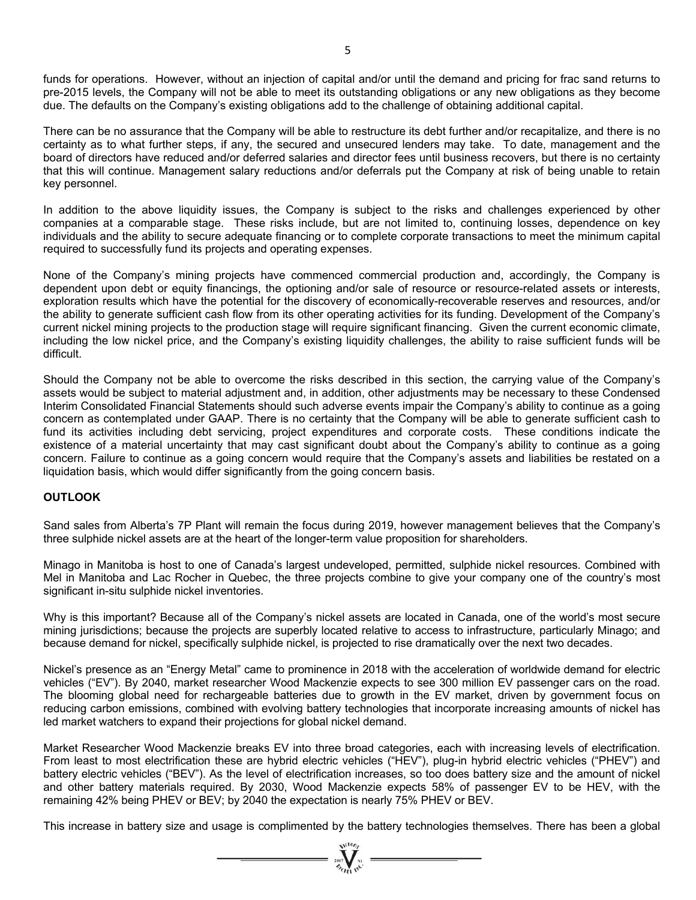funds for operations. However, without an injection of capital and/or until the demand and pricing for frac sand returns to pre-2015 levels, the Company will not be able to meet its outstanding obligations or any new obligations as they become due. The defaults on the Company's existing obligations add to the challenge of obtaining additional capital.

There can be no assurance that the Company will be able to restructure its debt further and/or recapitalize, and there is no certainty as to what further steps, if any, the secured and unsecured lenders may take. To date, management and the board of directors have reduced and/or deferred salaries and director fees until business recovers, but there is no certainty that this will continue. Management salary reductions and/or deferrals put the Company at risk of being unable to retain key personnel.

In addition to the above liquidity issues, the Company is subject to the risks and challenges experienced by other companies at a comparable stage. These risks include, but are not limited to, continuing losses, dependence on key individuals and the ability to secure adequate financing or to complete corporate transactions to meet the minimum capital required to successfully fund its projects and operating expenses.

None of the Company's mining projects have commenced commercial production and, accordingly, the Company is dependent upon debt or equity financings, the optioning and/or sale of resource or resource-related assets or interests, exploration results which have the potential for the discovery of economically-recoverable reserves and resources, and/or the ability to generate sufficient cash flow from its other operating activities for its funding. Development of the Company's current nickel mining projects to the production stage will require significant financing. Given the current economic climate, including the low nickel price, and the Company's existing liquidity challenges, the ability to raise sufficient funds will be difficult.

Should the Company not be able to overcome the risks described in this section, the carrying value of the Company's assets would be subject to material adjustment and, in addition, other adjustments may be necessary to these Condensed Interim Consolidated Financial Statements should such adverse events impair the Company's ability to continue as a going concern as contemplated under GAAP. There is no certainty that the Company will be able to generate sufficient cash to fund its activities including debt servicing, project expenditures and corporate costs. These conditions indicate the existence of a material uncertainty that may cast significant doubt about the Company's ability to continue as a going concern. Failure to continue as a going concern would require that the Company's assets and liabilities be restated on a liquidation basis, which would differ significantly from the going concern basis.

## OUTLOOK

Sand sales from Alberta's 7P Plant will remain the focus during 2019, however management believes that the Company's three sulphide nickel assets are at the heart of the longer-term value proposition for shareholders.

Minago in Manitoba is host to one of Canada's largest undeveloped, permitted, sulphide nickel resources. Combined with Mel in Manitoba and Lac Rocher in Quebec, the three projects combine to give your company one of the country's most significant in-situ sulphide nickel inventories.

Why is this important? Because all of the Company's nickel assets are located in Canada, one of the world's most secure mining jurisdictions; because the projects are superbly located relative to access to infrastructure, particularly Minago; and because demand for nickel, specifically sulphide nickel, is projected to rise dramatically over the next two decades.

Nickel's presence as an "Energy Metal" came to prominence in 2018 with the acceleration of worldwide demand for electric vehicles ("EV"). By 2040, market researcher Wood Mackenzie expects to see 300 million EV passenger cars on the road. The blooming global need for rechargeable batteries due to growth in the EV market, driven by government focus on reducing carbon emissions, combined with evolving battery technologies that incorporate increasing amounts of nickel has led market watchers to expand their projections for global nickel demand.

Market Researcher Wood Mackenzie breaks EV into three broad categories, each with increasing levels of electrification. From least to most electrification these are hybrid electric vehicles ("HEV"), plug-in hybrid electric vehicles ("PHEV") and battery electric vehicles ("BEV"). As the level of electrification increases, so too does battery size and the amount of nickel and other battery materials required. By 2030, Wood Mackenzie expects 58% of passenger EV to be HEV, with the remaining 42% being PHEV or BEV; by 2040 the expectation is nearly 75% PHEV or BEV.

This increase in battery size and usage is complimented by the battery technologies themselves. There has been a global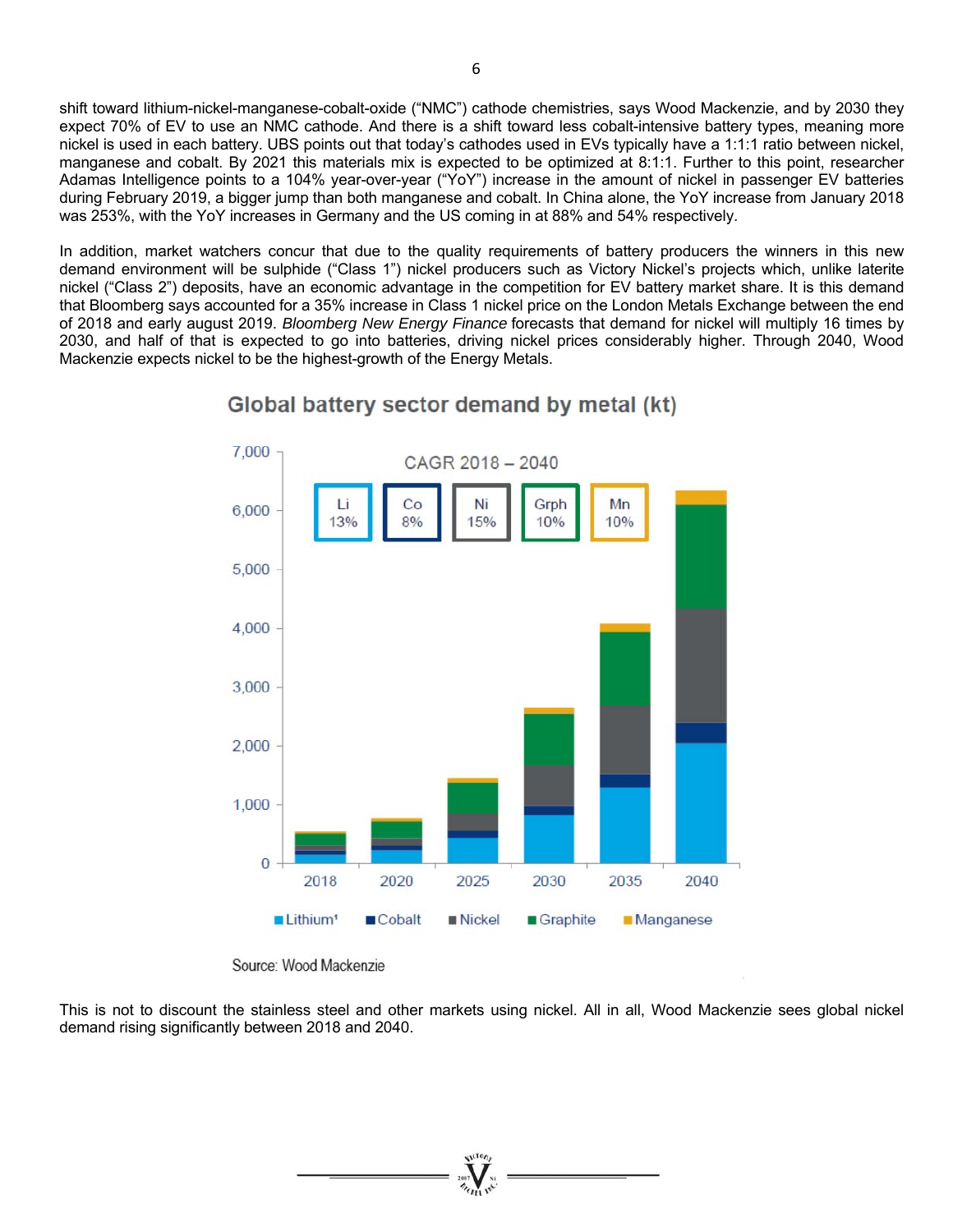shift toward lithium-nickel-manganese-cobalt-oxide ("NMC") cathode chemistries, says Wood Mackenzie, and by 2030 they expect 70% of EV to use an NMC cathode. And there is a shift toward less cobalt-intensive battery types, meaning more nickel is used in each battery. UBS points out that today's cathodes used in EVs typically have a 1:1:1 ratio between nickel, manganese and cobalt. By 2021 this materials mix is expected to be optimized at 8:1:1. Further to this point, researcher Adamas Intelligence points to a 104% year-over-year ("YoY") increase in the amount of nickel in passenger EV batteries during February 2019, a bigger jump than both manganese and cobalt. In China alone, the YoY increase from January 2018 was 253%, with the YoY increases in Germany and the US coming in at 88% and 54% respectively.

In addition, market watchers concur that due to the quality requirements of battery producers the winners in this new demand environment will be sulphide ("Class 1") nickel producers such as Victory Nickel's projects which, unlike laterite nickel ("Class 2") deposits, have an economic advantage in the competition for EV battery market share. It is this demand that Bloomberg says accounted for a 35% increase in Class 1 nickel price on the London Metals Exchange between the end of 2018 and early august 2019. *Bloomberg New Energy Finance* forecasts that demand for nickel will multiply 16 times by 2030, and half of that is expected to go into batteries, driving nickel prices considerably higher. Through 2040, Wood Mackenzie expects nickel to be the highest-growth of the Energy Metals.

**Global battery sector demand by metal (kt)**

CAGR 2018 – 2040

| Li | Co | Ni | Grph | Mn |
|---|---|---|---|---|
| 13% | 8% | 15% | 10% | 10% |

Legend: Lithium[1], Cobalt, Nickel, Graphite, Manganese

Years: 2018, 2020, 2025, 2030, 2035, 2040

Source: Wood Mackenzie

This is not to discount the stainless steel and other markets using nickel. All in all, Wood Mackenzie sees global nickel demand rising significantly between 2018 and 2040.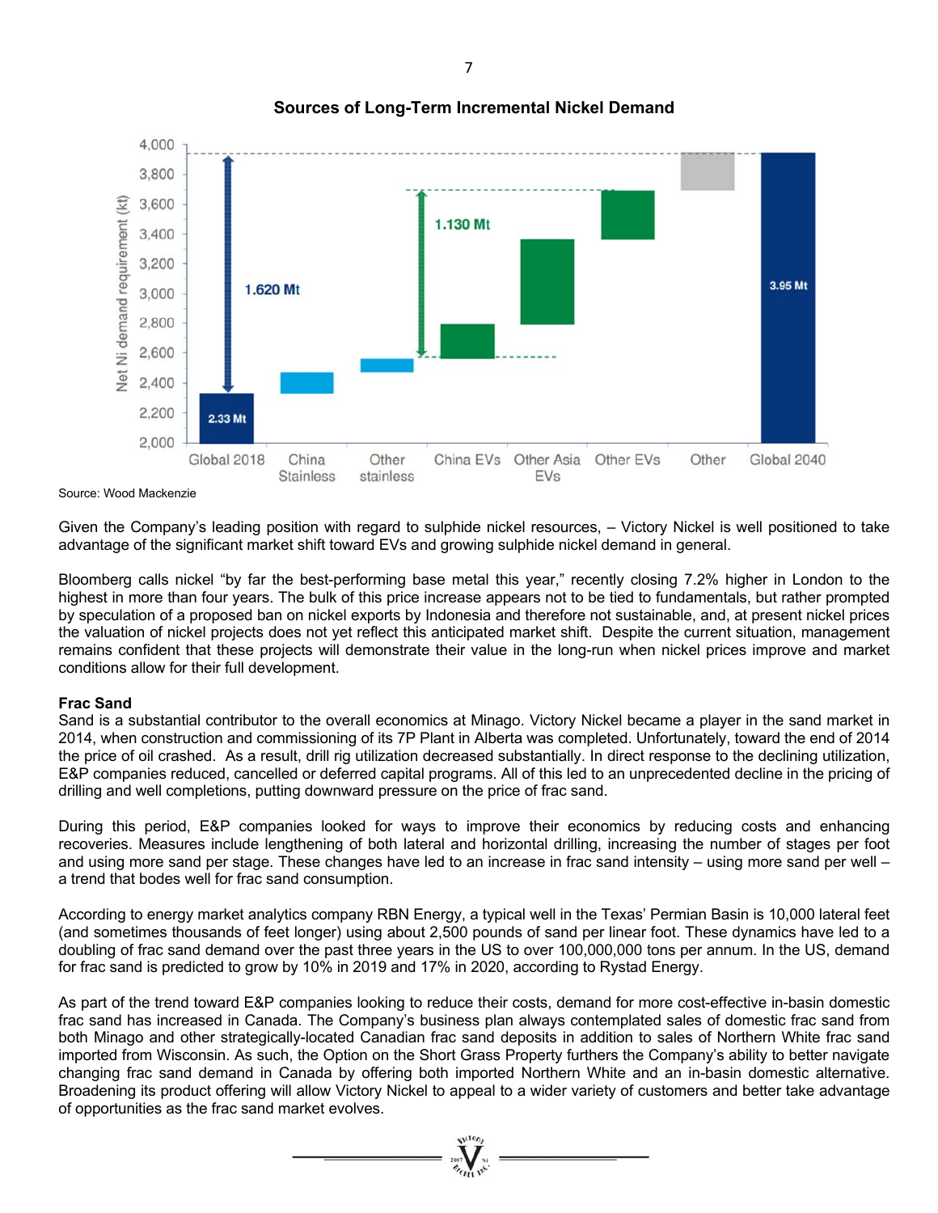**Sources of Long-Term Incremental Nickel Demand**

Source: Wood Mackenzie

Given the Company's leading position with regard to sulphide nickel resources, – Victory Nickel is well positioned to take advantage of the significant market shift toward EVs and growing sulphide nickel demand in general.

Bloomberg calls nickel "by far the best-performing base metal this year," recently closing 7.2% higher in London to the highest in more than four years. The bulk of this price increase appears not to be tied to fundamentals, but rather prompted by speculation of a proposed ban on nickel exports by Indonesia and therefore not sustainable, and, at present nickel prices the valuation of nickel projects does not yet reflect this anticipated market shift. Despite the current situation, management remains confident that these projects will demonstrate their value in the long-run when nickel prices improve and market conditions allow for their full development.

**Frac Sand**

Sand is a substantial contributor to the overall economics at Minago. Victory Nickel became a player in the sand market in 2014, when construction and commissioning of its 7P Plant in Alberta was completed. Unfortunately, toward the end of 2014 the price of oil crashed. As a result, drill rig utilization decreased substantially. In direct response to the declining utilization, E&P companies reduced, cancelled or deferred capital programs. All of this led to an unprecedented decline in the pricing of drilling and well completions, putting downward pressure on the price of frac sand.

During this period, E&P companies looked for ways to improve their economics by reducing costs and enhancing recoveries. Measures include lengthening of both lateral and horizontal drilling, increasing the number of stages per foot and using more sand per stage. These changes have led to an increase in frac sand intensity – using more sand per well – a trend that bodes well for frac sand consumption.

According to energy market analytics company RBN Energy, a typical well in the Texas' Permian Basin is 10,000 lateral feet (and sometimes thousands of feet longer) using about 2,500 pounds of sand per linear foot. These dynamics have led to a doubling of frac sand demand over the past three years in the US to over 100,000,000 tons per annum. In the US, demand for frac sand is predicted to grow by 10% in 2019 and 17% in 2020, according to Rystad Energy.

As part of the trend toward E&P companies looking to reduce their costs, demand for more cost-effective in-basin domestic frac sand has increased in Canada. The Company's business plan always contemplated sales of domestic frac sand from both Minago and other strategically-located Canadian frac sand deposits in addition to sales of Northern White frac sand imported from Wisconsin. As such, the Option on the Short Grass Property furthers the Company's ability to better navigate changing frac sand demand in Canada by offering both imported Northern White and an in-basin domestic alternative. Broadening its product offering will allow Victory Nickel to appeal to a wider variety of customers and better take advantage of opportunities as the frac sand market evolves.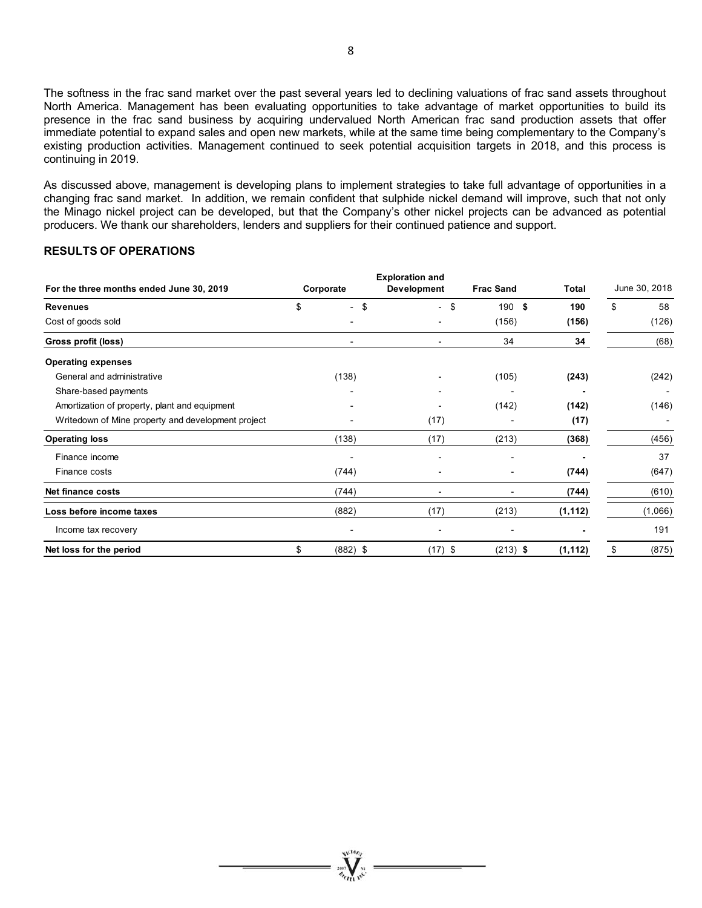The softness in the frac sand market over the past several years led to declining valuations of frac sand assets throughout North America. Management has been evaluating opportunities to take advantage of market opportunities to build its presence in the frac sand business by acquiring undervalued North American frac sand production assets that offer immediate potential to expand sales and open new markets, while at the same time being complementary to the Company's existing production activities. Management continued to seek potential acquisition targets in 2018, and this process is continuing in 2019.

As discussed above, management is developing plans to implement strategies to take full advantage of opportunities in a changing frac sand market. In addition, we remain confident that sulphide nickel demand will improve, such that not only the Minago nickel project can be developed, but that the Company's other nickel projects can be advanced as potential producers. We thank our shareholders, lenders and suppliers for their continued patience and support.

## RESULTS OF OPERATIONS

| For the three months ended June 30, 2019 | Corporate | Exploration and Development | Frac Sand | Total | June 30, 2018 |
|---|---|---|---|---|---|
| **Revenues** | $ - | $ - | $ 190 | **$ 190** | $ 58 |
| Cost of goods sold | - | - | (156) | **(156)** | (126) |
| **Gross profit (loss)** | - | - | 34 | **34** | (68) |
| **Operating expenses** | | | | | |
| General and administrative | (138) | - | (105) | **(243)** | (242) |
| Share-based payments | - | - | - | **-** | - |
| Amortization of property, plant and equipment | - | - | (142) | **(142)** | (146) |
| Writedown of Mine property and development project | - | (17) | - | **(17)** | - |
| **Operating loss** | (138) | (17) | (213) | **(368)** | (456) |
| Finance income | - | - | - | **-** | 37 |
| Finance costs | (744) | - | - | **(744)** | (647) |
| **Net finance costs** | (744) | - | - | **(744)** | (610) |
| **Loss before income taxes** | (882) | (17) | (213) | **(1,112)** | (1,066) |
| Income tax recovery | - | - | - | **-** | 191 |
| **Net loss for the period** | $ (882) | $ (17) | $ (213) | **$ (1,112)** | $ (875) |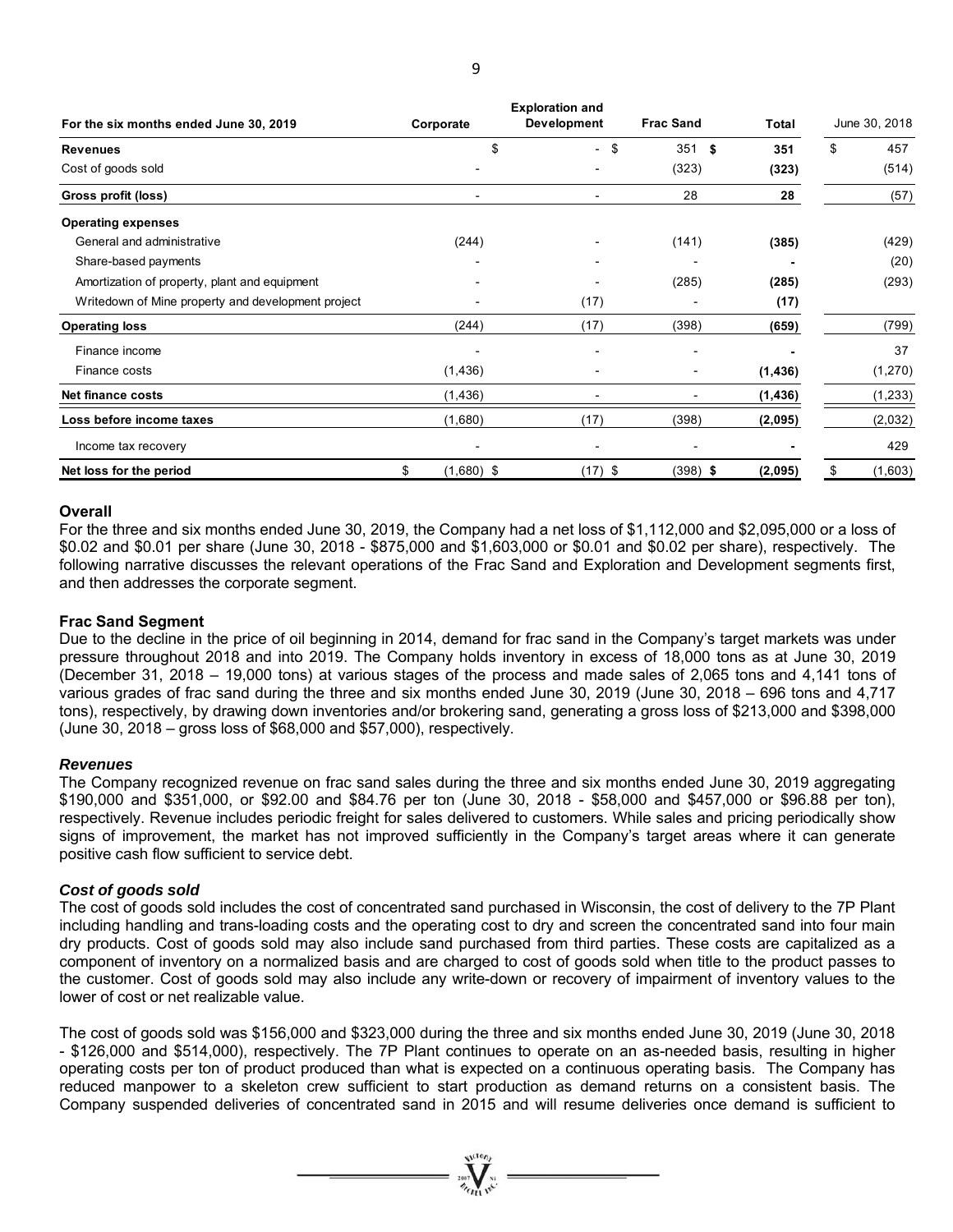| For the six months ended June 30, 2019 | Corporate | Exploration and Development | Frac Sand | Total | June 30, 2018 |
|---|---|---|---|---|---|
| **Revenues** | $ | - $ | 351 $ | **351** | $ 457 |
| Cost of goods sold | - | - | (323) | **(323)** | (514) |
| **Gross profit (loss)** | - | - | 28 | **28** | (57) |
| **Operating expenses** | | | | | |
| General and administrative | (244) | - | (141) | **(385)** | (429) |
| Share-based payments | - | - | - | **-** | (20) |
| Amortization of property, plant and equipment | - | - | (285) | **(285)** | (293) |
| Writedown of Mine property and development project | - | (17) | - | **(17)** | |
| **Operating loss** | (244) | (17) | (398) | **(659)** | (799) |
| Finance income | - | - | - | **-** | 37 |
| Finance costs | (1,436) | - | - | **(1,436)** | (1,270) |
| **Net finance costs** | (1,436) | - | - | **(1,436)** | (1,233) |
| **Loss before income taxes** | (1,680) | (17) | (398) | **(2,095)** | (2,032) |
| Income tax recovery | - | - | - | **-** | 429 |
| **Net loss for the period** | $ (1,680) $ | (17) $ | (398) $ | **(2,095)** | $ (1,603) |

**Overall**

For the three and six months ended June 30, 2019, the Company had a net loss of $1,112,000 and $2,095,000 or a loss of $0.02 and $0.01 per share (June 30, 2018 - $875,000 and $1,603,000 or $0.01 and $0.02 per share), respectively. The following narrative discusses the relevant operations of the Frac Sand and Exploration and Development segments first, and then addresses the corporate segment.

**Frac Sand Segment**

Due to the decline in the price of oil beginning in 2014, demand for frac sand in the Company's target markets was under pressure throughout 2018 and into 2019. The Company holds inventory in excess of 18,000 tons as at June 30, 2019 (December 31, 2018 – 19,000 tons) at various stages of the process and made sales of 2,065 tons and 4,141 tons of various grades of frac sand during the three and six months ended June 30, 2019 (June 30, 2018 – 696 tons and 4,717 tons), respectively, by drawing down inventories and/or brokering sand, generating a gross loss of $213,000 and $398,000 (June 30, 2018 – gross loss of $68,000 and $57,000), respectively.

***Revenues***

The Company recognized revenue on frac sand sales during the three and six months ended June 30, 2019 aggregating $190,000 and $351,000, or $92.00 and $84.76 per ton (June 30, 2018 - $58,000 and $457,000 or $96.88 per ton), respectively. Revenue includes periodic freight for sales delivered to customers. While sales and pricing periodically show signs of improvement, the market has not improved sufficiently in the Company's target areas where it can generate positive cash flow sufficient to service debt.

***Cost of goods sold***

The cost of goods sold includes the cost of concentrated sand purchased in Wisconsin, the cost of delivery to the 7P Plant including handling and trans-loading costs and the operating cost to dry and screen the concentrated sand into four main dry products. Cost of goods sold may also include sand purchased from third parties. These costs are capitalized as a component of inventory on a normalized basis and are charged to cost of goods sold when title to the product passes to the customer. Cost of goods sold may also include any write-down or recovery of impairment of inventory values to the lower of cost or net realizable value.

The cost of goods sold was $156,000 and $323,000 during the three and six months ended June 30, 2019 (June 30, 2018 - $126,000 and $514,000), respectively. The 7P Plant continues to operate on an as-needed basis, resulting in higher operating costs per ton of product produced than what is expected on a continuous operating basis. The Company has reduced manpower to a skeleton crew sufficient to start production as demand returns on a consistent basis. The Company suspended deliveries of concentrated sand in 2015 and will resume deliveries once demand is sufficient to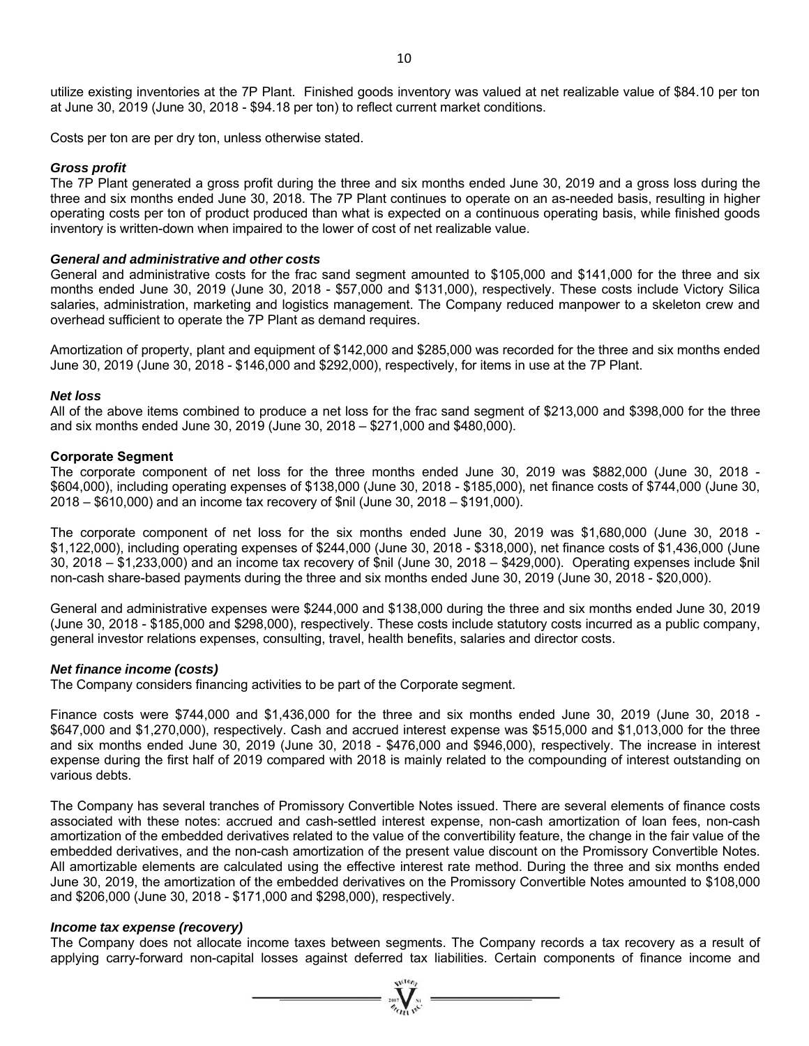utilize existing inventories at the 7P Plant. Finished goods inventory was valued at net realizable value of $84.10 per ton at June 30, 2019 (June 30, 2018 - $94.18 per ton) to reflect current market conditions.

Costs per ton are per dry ton, unless otherwise stated.

***Gross profit***

The 7P Plant generated a gross profit during the three and six months ended June 30, 2019 and a gross loss during the three and six months ended June 30, 2018. The 7P Plant continues to operate on an as-needed basis, resulting in higher operating costs per ton of product produced than what is expected on a continuous operating basis, while finished goods inventory is written-down when impaired to the lower of cost of net realizable value.

***General and administrative and other costs***

General and administrative costs for the frac sand segment amounted to $105,000 and $141,000 for the three and six months ended June 30, 2019 (June 30, 2018 - $57,000 and $131,000), respectively. These costs include Victory Silica salaries, administration, marketing and logistics management. The Company reduced manpower to a skeleton crew and overhead sufficient to operate the 7P Plant as demand requires.

Amortization of property, plant and equipment of $142,000 and $285,000 was recorded for the three and six months ended June 30, 2019 (June 30, 2018 - $146,000 and $292,000), respectively, for items in use at the 7P Plant.

***Net loss***

All of the above items combined to produce a net loss for the frac sand segment of $213,000 and $398,000 for the three and six months ended June 30, 2019 (June 30, 2018 – $271,000 and $480,000).

**Corporate Segment**

The corporate component of net loss for the three months ended June 30, 2019 was $882,000 (June 30, 2018 - $604,000), including operating expenses of $138,000 (June 30, 2018 - $185,000), net finance costs of $744,000 (June 30, 2018 – $610,000) and an income tax recovery of $nil (June 30, 2018 – $191,000).

The corporate component of net loss for the six months ended June 30, 2019 was $1,680,000 (June 30, 2018 - $1,122,000), including operating expenses of $244,000 (June 30, 2018 - $318,000), net finance costs of $1,436,000 (June 30, 2018 – $1,233,000) and an income tax recovery of $nil (June 30, 2018 – $429,000). Operating expenses include $nil non-cash share-based payments during the three and six months ended June 30, 2019 (June 30, 2018 - $20,000).

General and administrative expenses were $244,000 and $138,000 during the three and six months ended June 30, 2019 (June 30, 2018 - $185,000 and $298,000), respectively. These costs include statutory costs incurred as a public company, general investor relations expenses, consulting, travel, health benefits, salaries and director costs.

***Net finance income (costs)***

The Company considers financing activities to be part of the Corporate segment.

Finance costs were $744,000 and $1,436,000 for the three and six months ended June 30, 2019 (June 30, 2018 - $647,000 and $1,270,000), respectively. Cash and accrued interest expense was $515,000 and $1,013,000 for the three and six months ended June 30, 2019 (June 30, 2018 - $476,000 and $946,000), respectively. The increase in interest expense during the first half of 2019 compared with 2018 is mainly related to the compounding of interest outstanding on various debts.

The Company has several tranches of Promissory Convertible Notes issued. There are several elements of finance costs associated with these notes: accrued and cash-settled interest expense, non-cash amortization of loan fees, non-cash amortization of the embedded derivatives related to the value of the convertibility feature, the change in the fair value of the embedded derivatives, and the non-cash amortization of the present value discount on the Promissory Convertible Notes. All amortizable elements are calculated using the effective interest rate method. During the three and six months ended June 30, 2019, the amortization of the embedded derivatives on the Promissory Convertible Notes amounted to $108,000 and $206,000 (June 30, 2018 - $171,000 and $298,000), respectively.

***Income tax expense (recovery)***

The Company does not allocate income taxes between segments. The Company records a tax recovery as a result of applying carry-forward non-capital losses against deferred tax liabilities. Certain components of finance income and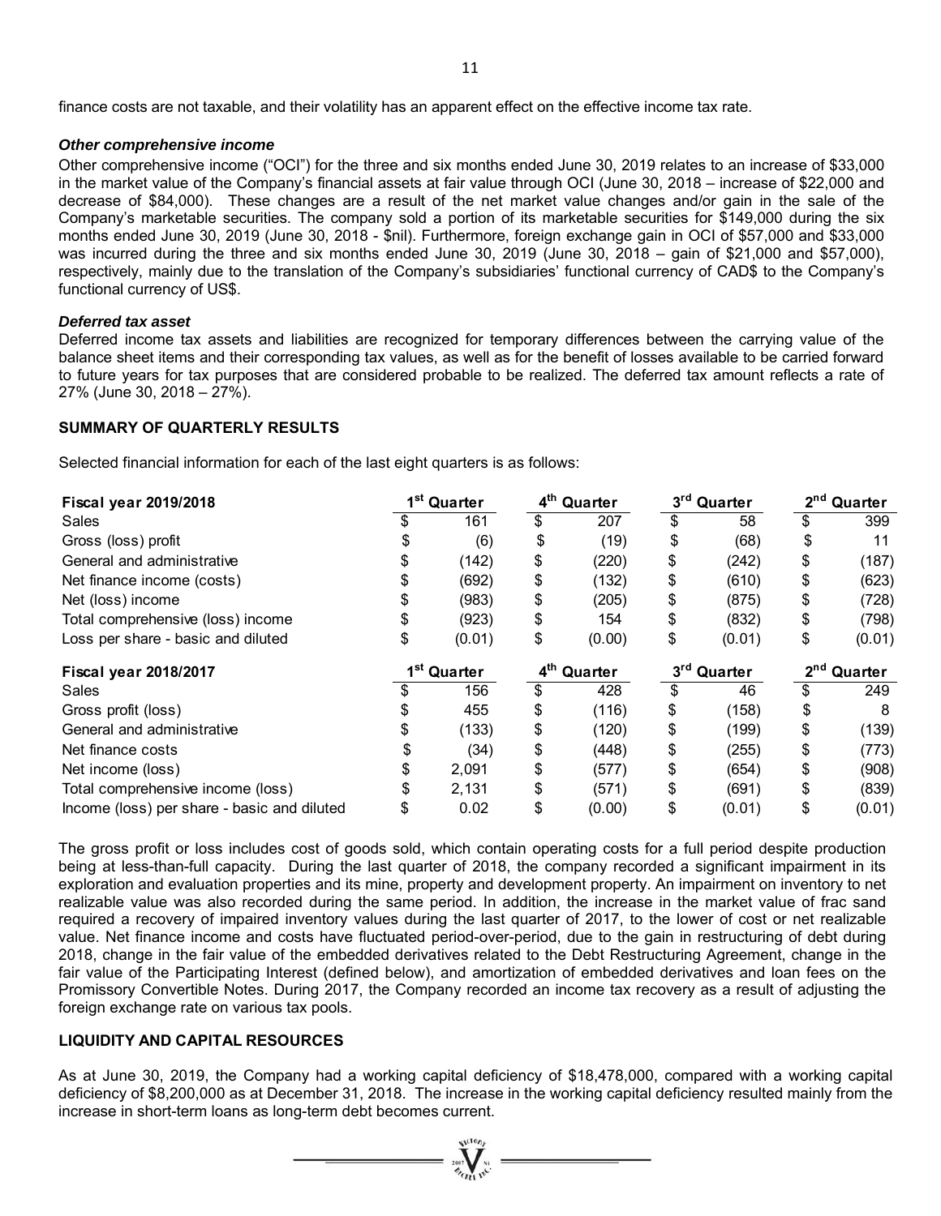finance costs are not taxable, and their volatility has an apparent effect on the effective income tax rate.

***Other comprehensive income***

Other comprehensive income ("OCI") for the three and six months ended June 30, 2019 relates to an increase of $33,000 in the market value of the Company's financial assets at fair value through OCI (June 30, 2018 – increase of $22,000 and decrease of $84,000). These changes are a result of the net market value changes and/or gain in the sale of the Company's marketable securities. The company sold a portion of its marketable securities for $149,000 during the six months ended June 30, 2019 (June 30, 2018 - $nil). Furthermore, foreign exchange gain in OCI of $57,000 and $33,000 was incurred during the three and six months ended June 30, 2019 (June 30, 2018 – gain of $21,000 and $57,000), respectively, mainly due to the translation of the Company's subsidiaries' functional currency of CAD$ to the Company's functional currency of US$.

***Deferred tax asset***

Deferred income tax assets and liabilities are recognized for temporary differences between the carrying value of the balance sheet items and their corresponding tax values, as well as for the benefit of losses available to be carried forward to future years for tax purposes that are considered probable to be realized. The deferred tax amount reflects a rate of 27% (June 30, 2018 – 27%).

## SUMMARY OF QUARTERLY RESULTS

Selected financial information for each of the last eight quarters is as follows:

| **Fiscal year 2019/2018** | 1st Quarter | 4th Quarter | 3rd Quarter | 2nd Quarter |
|---|---|---|---|---|
| Sales | $ 161 | $ 207 | $ 58 | $ 399 |
| Gross (loss) profit | $ (6) | $ (19) | $ (68) | $ 11 |
| General and administrative | $ (142) | $ (220) | $ (242) | $ (187) |
| Net finance income (costs) | $ (692) | $ (132) | $ (610) | $ (623) |
| Net (loss) income | $ (983) | $ (205) | $ (875) | $ (728) |
| Total comprehensive (loss) income | $ (923) | $ 154 | $ (832) | $ (798) |
| Loss per share - basic and diluted | $ (0.01) | $ (0.00) | $ (0.01) | $ (0.01) |
| **Fiscal year 2018/2017** | **1st Quarter** | **4th Quarter** | **3rd Quarter** | **2nd Quarter** |
| Sales | $ 156 | $ 428 | $ 46 | $ 249 |
| Gross profit (loss) | $ 455 | $ (116) | $ (158) | $ 8 |
| General and administrative | $ (133) | $ (120) | $ (199) | $ (139) |
| Net finance costs | $ (34) | $ (448) | $ (255) | $ (773) |
| Net income (loss) | $ 2,091 | $ (577) | $ (654) | $ (908) |
| Total comprehensive income (loss) | $ 2,131 | $ (571) | $ (691) | $ (839) |
| Income (loss) per share - basic and diluted | $ 0.02 | $ (0.00) | $ (0.01) | $ (0.01) |

The gross profit or loss includes cost of goods sold, which contain operating costs for a full period despite production being at less-than-full capacity. During the last quarter of 2018, the company recorded a significant impairment in its exploration and evaluation properties and its mine, property and development property. An impairment on inventory to net realizable value was also recorded during the same period. In addition, the increase in the market value of frac sand required a recovery of impaired inventory values during the last quarter of 2017, to the lower of cost or net realizable value. Net finance income and costs have fluctuated period-over-period, due to the gain in restructuring of debt during 2018, change in the fair value of the embedded derivatives related to the Debt Restructuring Agreement, change in the fair value of the Participating Interest (defined below), and amortization of embedded derivatives and loan fees on the Promissory Convertible Notes. During 2017, the Company recorded an income tax recovery as a result of adjusting the foreign exchange rate on various tax pools.

## LIQUIDITY AND CAPITAL RESOURCES

As at June 30, 2019, the Company had a working capital deficiency of $18,478,000, compared with a working capital deficiency of $8,200,000 as at December 31, 2018. The increase in the working capital deficiency resulted mainly from the increase in short-term loans as long-term debt becomes current.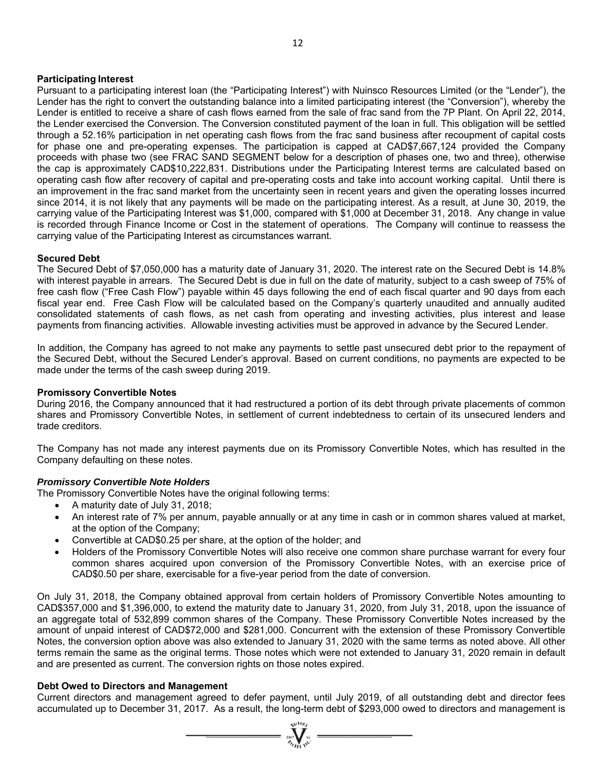**Participating Interest**

Pursuant to a participating interest loan (the "Participating Interest") with Nuinsco Resources Limited (or the "Lender"), the Lender has the right to convert the outstanding balance into a limited participating interest (the "Conversion"), whereby the Lender is entitled to receive a share of cash flows earned from the sale of frac sand from the 7P Plant. On April 22, 2014, the Lender exercised the Conversion. The Conversion constituted payment of the loan in full. This obligation will be settled through a 52.16% participation in net operating cash flows from the frac sand business after recoupment of capital costs for phase one and pre-operating expenses. The participation is capped at CAD$7,667,124 provided the Company proceeds with phase two (see FRAC SAND SEGMENT below for a description of phases one, two and three), otherwise the cap is approximately CAD$10,222,831. Distributions under the Participating Interest terms are calculated based on operating cash flow after recovery of capital and pre-operating costs and take into account working capital. Until there is an improvement in the frac sand market from the uncertainty seen in recent years and given the operating losses incurred since 2014, it is not likely that any payments will be made on the participating interest. As a result, at June 30, 2019, the carrying value of the Participating Interest was $1,000, compared with $1,000 at December 31, 2018. Any change in value is recorded through Finance Income or Cost in the statement of operations. The Company will continue to reassess the carrying value of the Participating Interest as circumstances warrant.

**Secured Debt**

The Secured Debt of $7,050,000 has a maturity date of January 31, 2020. The interest rate on the Secured Debt is 14.8% with interest payable in arrears. The Secured Debt is due in full on the date of maturity, subject to a cash sweep of 75% of free cash flow ("Free Cash Flow") payable within 45 days following the end of each fiscal quarter and 90 days from each fiscal year end. Free Cash Flow will be calculated based on the Company's quarterly unaudited and annually audited consolidated statements of cash flows, as net cash from operating and investing activities, plus interest and lease payments from financing activities. Allowable investing activities must be approved in advance by the Secured Lender.

In addition, the Company has agreed to not make any payments to settle past unsecured debt prior to the repayment of the Secured Debt, without the Secured Lender's approval. Based on current conditions, no payments are expected to be made under the terms of the cash sweep during 2019.

**Promissory Convertible Notes**

During 2016, the Company announced that it had restructured a portion of its debt through private placements of common shares and Promissory Convertible Notes, in settlement of current indebtedness to certain of its unsecured lenders and trade creditors.

The Company has not made any interest payments due on its Promissory Convertible Notes, which has resulted in the Company defaulting on these notes.

***Promissory Convertible Note Holders***

The Promissory Convertible Notes have the original following terms:

- A maturity date of July 31, 2018;
- An interest rate of 7% per annum, payable annually or at any time in cash or in common shares valued at market, at the option of the Company;
- Convertible at CAD$0.25 per share, at the option of the holder; and
- Holders of the Promissory Convertible Notes will also receive one common share purchase warrant for every four common shares acquired upon conversion of the Promissory Convertible Notes, with an exercise price of CAD$0.50 per share, exercisable for a five-year period from the date of conversion.

On July 31, 2018, the Company obtained approval from certain holders of Promissory Convertible Notes amounting to CAD$357,000 and $1,396,000, to extend the maturity date to January 31, 2020, from July 31, 2018, upon the issuance of an aggregate total of 532,899 common shares of the Company. These Promissory Convertible Notes increased by the amount of unpaid interest of CAD$72,000 and $281,000. Concurrent with the extension of these Promissory Convertible Notes, the conversion option above was also extended to January 31, 2020 with the same terms as noted above. All other terms remain the same as the original terms. Those notes which were not extended to January 31, 2020 remain in default and are presented as current. The conversion rights on those notes expired.

**Debt Owed to Directors and Management**

Current directors and management agreed to defer payment, until July 2019, of all outstanding debt and director fees accumulated up to December 31, 2017. As a result, the long-term debt of $293,000 owed to directors and management is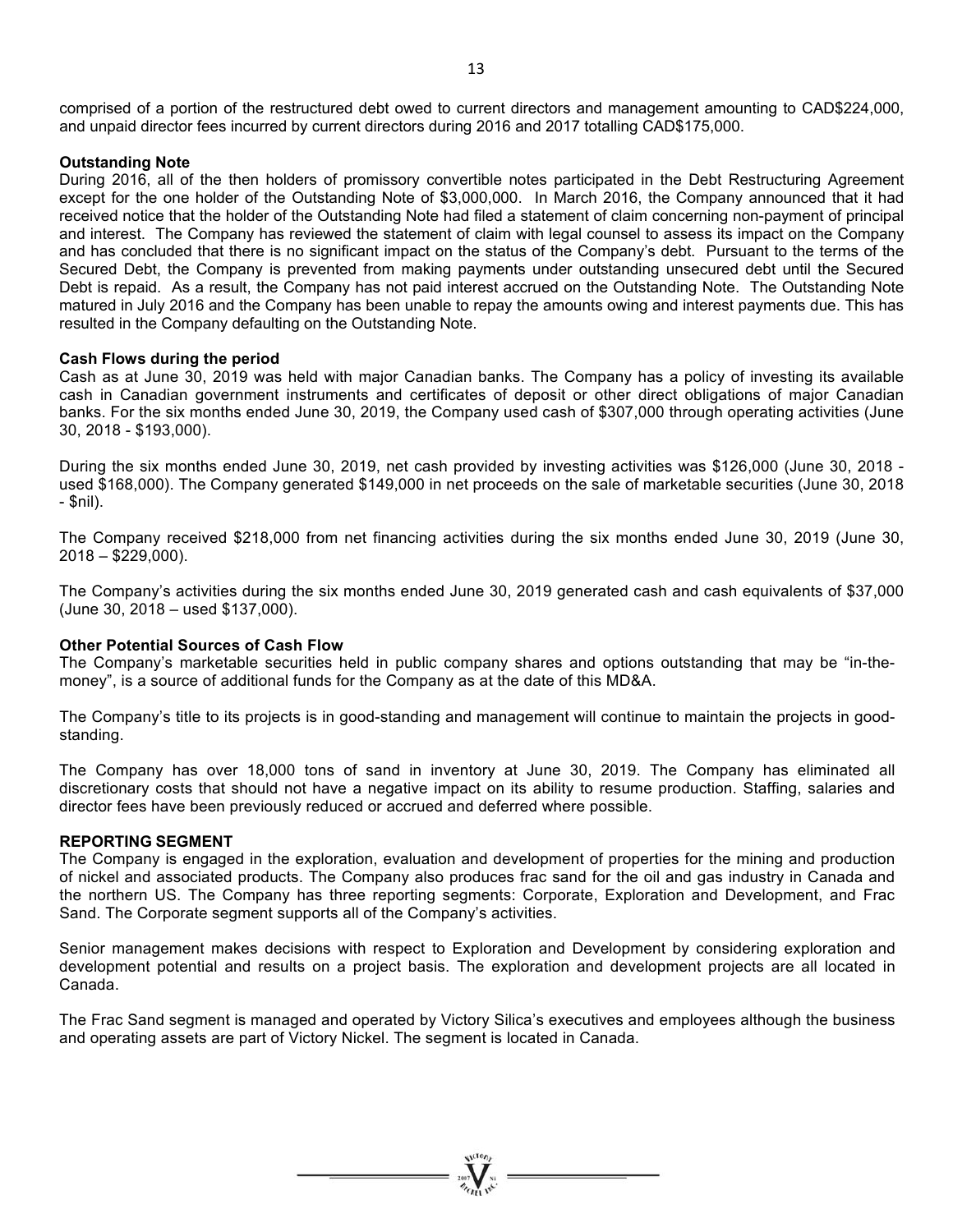comprised of a portion of the restructured debt owed to current directors and management amounting to CAD$224,000, and unpaid director fees incurred by current directors during 2016 and 2017 totalling CAD$175,000.

**Outstanding Note**

During 2016, all of the then holders of promissory convertible notes participated in the Debt Restructuring Agreement except for the one holder of the Outstanding Note of $3,000,000. In March 2016, the Company announced that it had received notice that the holder of the Outstanding Note had filed a statement of claim concerning non-payment of principal and interest. The Company has reviewed the statement of claim with legal counsel to assess its impact on the Company and has concluded that there is no significant impact on the status of the Company's debt. Pursuant to the terms of the Secured Debt, the Company is prevented from making payments under outstanding unsecured debt until the Secured Debt is repaid. As a result, the Company has not paid interest accrued on the Outstanding Note. The Outstanding Note matured in July 2016 and the Company has been unable to repay the amounts owing and interest payments due. This has resulted in the Company defaulting on the Outstanding Note.

**Cash Flows during the period**

Cash as at June 30, 2019 was held with major Canadian banks. The Company has a policy of investing its available cash in Canadian government instruments and certificates of deposit or other direct obligations of major Canadian banks. For the six months ended June 30, 2019, the Company used cash of $307,000 through operating activities (June 30, 2018 - $193,000).

During the six months ended June 30, 2019, net cash provided by investing activities was $126,000 (June 30, 2018 - used $168,000). The Company generated $149,000 in net proceeds on the sale of marketable securities (June 30, 2018 - $nil).

The Company received $218,000 from net financing activities during the six months ended June 30, 2019 (June 30, 2018 – $229,000).

The Company's activities during the six months ended June 30, 2019 generated cash and cash equivalents of $37,000 (June 30, 2018 – used $137,000).

**Other Potential Sources of Cash Flow**

The Company's marketable securities held in public company shares and options outstanding that may be "in-the-money", is a source of additional funds for the Company as at the date of this MD&A.

The Company's title to its projects is in good-standing and management will continue to maintain the projects in good-standing.

The Company has over 18,000 tons of sand in inventory at June 30, 2019. The Company has eliminated all discretionary costs that should not have a negative impact on its ability to resume production. Staffing, salaries and director fees have been previously reduced or accrued and deferred where possible.

## REPORTING SEGMENT

The Company is engaged in the exploration, evaluation and development of properties for the mining and production of nickel and associated products. The Company also produces frac sand for the oil and gas industry in Canada and the northern US. The Company has three reporting segments: Corporate, Exploration and Development, and Frac Sand. The Corporate segment supports all of the Company's activities.

Senior management makes decisions with respect to Exploration and Development by considering exploration and development potential and results on a project basis. The exploration and development projects are all located in Canada.

The Frac Sand segment is managed and operated by Victory Silica's executives and employees although the business and operating assets are part of Victory Nickel. The segment is located in Canada.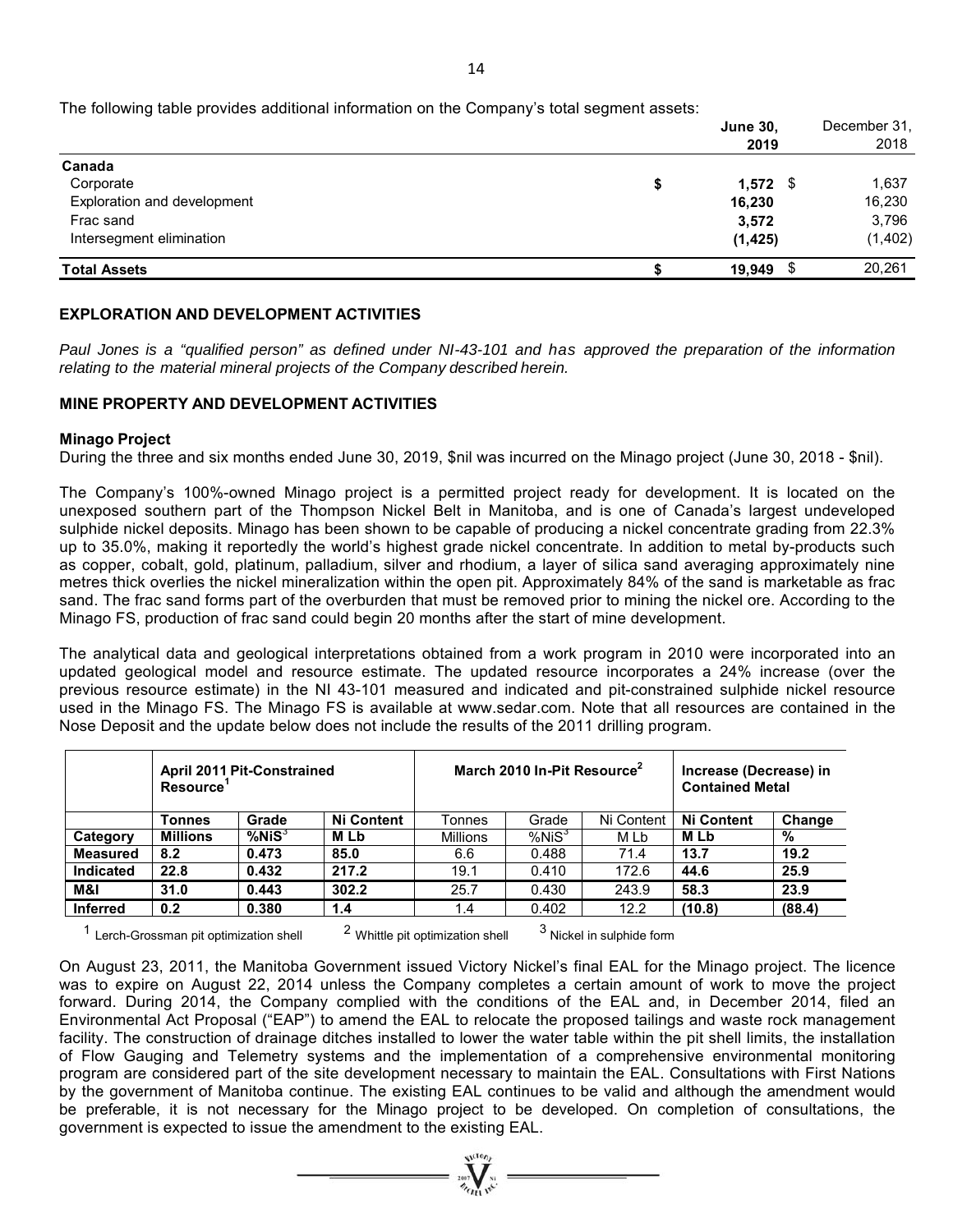The following table provides additional information on the Company's total segment assets:

| | | June 30, 2019 | December 31, 2018 |
|---|---|---|---|
| **Canada** | | | |
| Corporate | $ | **1,572** | $ 1,637 |
| Exploration and development | | **16,230** | 16,230 |
| Frac sand | | **3,572** | 3,796 |
| Intersegment elimination | | **(1,425)** | (1,402) |
| **Total Assets** | **$** | **19,949** | $ 20,261 |

## EXPLORATION AND DEVELOPMENT ACTIVITIES

*Paul Jones is a "qualified person" as defined under NI-43-101 and has approved the preparation of the information relating to the material mineral projects of the Company described herein.*

## MINE PROPERTY AND DEVELOPMENT ACTIVITIES

### Minago Project

During the three and six months ended June 30, 2019, $nil was incurred on the Minago project (June 30, 2018 - $nil).

The Company's 100%-owned Minago project is a permitted project ready for development. It is located on the unexposed southern part of the Thompson Nickel Belt in Manitoba, and is one of Canada's largest undeveloped sulphide nickel deposits. Minago has been shown to be capable of producing a nickel concentrate grading from 22.3% up to 35.0%, making it reportedly the world's highest grade nickel concentrate. In addition to metal by-products such as copper, cobalt, gold, platinum, palladium, silver and rhodium, a layer of silica sand averaging approximately nine metres thick overlies the nickel mineralization within the open pit. Approximately 84% of the sand is marketable as frac sand. The frac sand forms part of the overburden that must be removed prior to mining the nickel ore. According to the Minago FS, production of frac sand could begin 20 months after the start of mine development.

The analytical data and geological interpretations obtained from a work program in 2010 were incorporated into an updated geological model and resource estimate. The updated resource incorporates a 24% increase (over the previous resource estimate) in the NI 43-101 measured and indicated and pit-constrained sulphide nickel resource used in the Minago FS. The Minago FS is available at www.sedar.com. Note that all resources are contained in the Nose Deposit and the update below does not include the results of the 2011 drilling program.

| | **April 2011 Pit-Constrained Resource[1]** | | | March 2010 In-Pit Resource[2] | | | **Increase (Decrease) in Contained Metal** | |
|---|---|---|---|---|---|---|---|---|
| | **Tonnes** | **Grade** | **Ni Content** | Tonnes | Grade | Ni Content | **Ni Content** | **Change** |
| **Category** | **Millions** | **%NiS[3]** | **M Lb** | Millions | %NiS[3] | M Lb | **M Lb** | **%** |
| **Measured** | **8.2** | **0.473** | **85.0** | 6.6 | 0.488 | 71.4 | **13.7** | **19.2** |
| **Indicated** | **22.8** | **0.432** | **217.2** | 19.1 | 0.410 | 172.6 | **44.6** | **25.9** |
| **M&I** | **31.0** | **0.443** | **302.2** | 25.7 | 0.430 | 243.9 | **58.3** | **23.9** |
| **Inferred** | **0.2** | **0.380** | **1.4** | 1.4 | 0.402 | 12.2 | **(10.8)** | **(88.4)** |

[1] Lerch-Grossman pit optimization shell [2] Whittle pit optimization shell [3] Nickel in sulphide form

On August 23, 2011, the Manitoba Government issued Victory Nickel's final EAL for the Minago project. The licence was to expire on August 22, 2014 unless the Company completes a certain amount of work to move the project forward. During 2014, the Company complied with the conditions of the EAL and, in December 2014, filed an Environmental Act Proposal ("EAP") to amend the EAL to relocate the proposed tailings and waste rock management facility. The construction of drainage ditches installed to lower the water table within the pit shell limits, the installation of Flow Gauging and Telemetry systems and the implementation of a comprehensive environmental monitoring program are considered part of the site development necessary to maintain the EAL. Consultations with First Nations by the government of Manitoba continue. The existing EAL continues to be valid and although the amendment would be preferable, it is not necessary for the Minago project to be developed. On completion of consultations, the government is expected to issue the amendment to the existing EAL.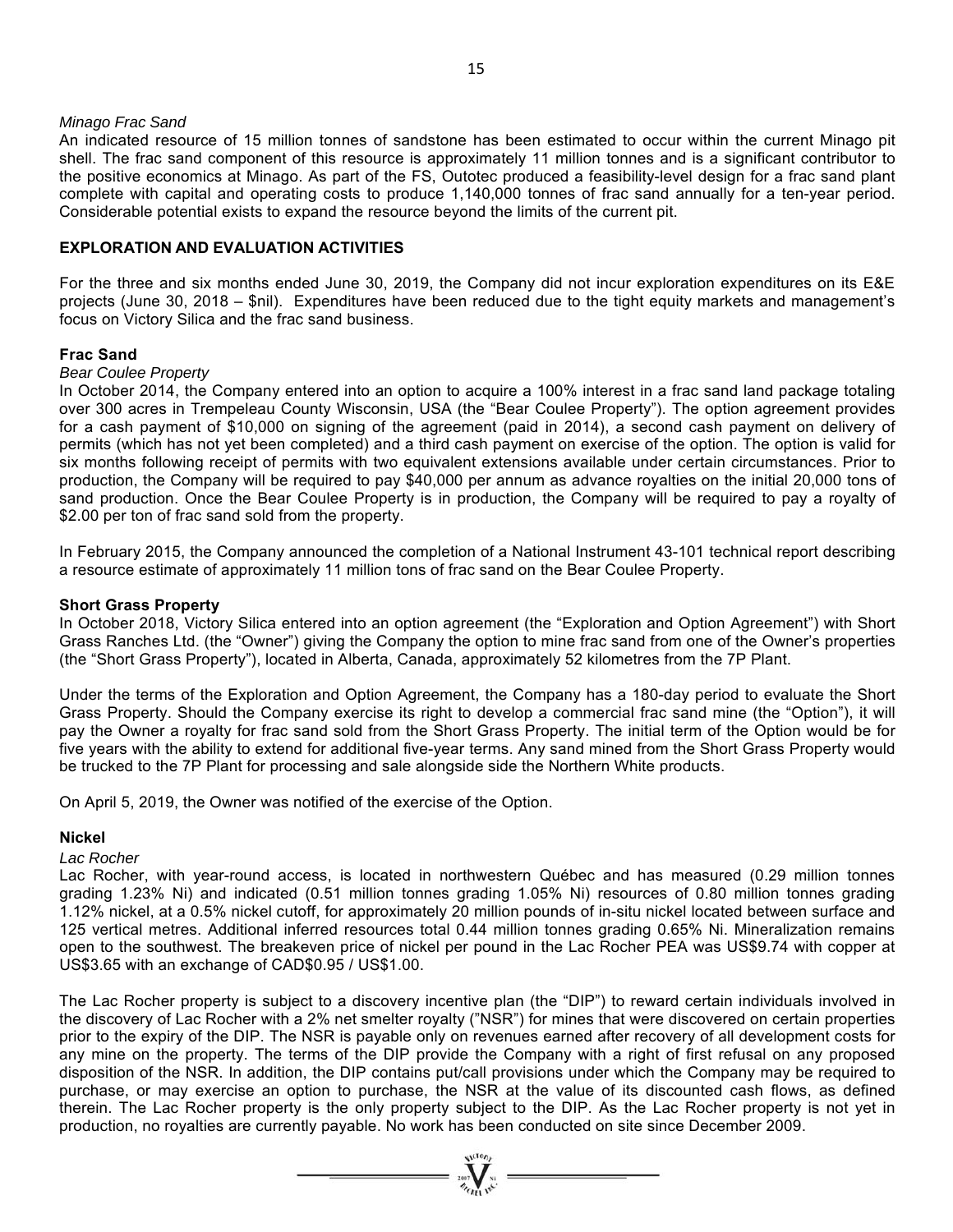*Minago Frac Sand*

An indicated resource of 15 million tonnes of sandstone has been estimated to occur within the current Minago pit shell. The frac sand component of this resource is approximately 11 million tonnes and is a significant contributor to the positive economics at Minago. As part of the FS, Outotec produced a feasibility-level design for a frac sand plant complete with capital and operating costs to produce 1,140,000 tonnes of frac sand annually for a ten-year period. Considerable potential exists to expand the resource beyond the limits of the current pit.

## EXPLORATION AND EVALUATION ACTIVITIES

For the three and six months ended June 30, 2019, the Company did not incur exploration expenditures on its E&E projects (June 30, 2018 – $nil). Expenditures have been reduced due to the tight equity markets and management's focus on Victory Silica and the frac sand business.

### Frac Sand

*Bear Coulee Property*

In October 2014, the Company entered into an option to acquire a 100% interest in a frac sand land package totaling over 300 acres in Trempeleau County Wisconsin, USA (the "Bear Coulee Property"). The option agreement provides for a cash payment of $10,000 on signing of the agreement (paid in 2014), a second cash payment on delivery of permits (which has not yet been completed) and a third cash payment on exercise of the option. The option is valid for six months following receipt of permits with two equivalent extensions available under certain circumstances. Prior to production, the Company will be required to pay $40,000 per annum as advance royalties on the initial 20,000 tons of sand production. Once the Bear Coulee Property is in production, the Company will be required to pay a royalty of $2.00 per ton of frac sand sold from the property.

In February 2015, the Company announced the completion of a National Instrument 43-101 technical report describing a resource estimate of approximately 11 million tons of frac sand on the Bear Coulee Property.

### Short Grass Property

In October 2018, Victory Silica entered into an option agreement (the "Exploration and Option Agreement") with Short Grass Ranches Ltd. (the "Owner") giving the Company the option to mine frac sand from one of the Owner's properties (the "Short Grass Property"), located in Alberta, Canada, approximately 52 kilometres from the 7P Plant.

Under the terms of the Exploration and Option Agreement, the Company has a 180-day period to evaluate the Short Grass Property. Should the Company exercise its right to develop a commercial frac sand mine (the "Option"), it will pay the Owner a royalty for frac sand sold from the Short Grass Property. The initial term of the Option would be for five years with the ability to extend for additional five-year terms. Any sand mined from the Short Grass Property would be trucked to the 7P Plant for processing and sale alongside side the Northern White products.

On April 5, 2019, the Owner was notified of the exercise of the Option.

### Nickel

*Lac Rocher*

Lac Rocher, with year-round access, is located in northwestern Québec and has measured (0.29 million tonnes grading 1.23% Ni) and indicated (0.51 million tonnes grading 1.05% Ni) resources of 0.80 million tonnes grading 1.12% nickel, at a 0.5% nickel cutoff, for approximately 20 million pounds of in-situ nickel located between surface and 125 vertical metres. Additional inferred resources total 0.44 million tonnes grading 0.65% Ni. Mineralization remains open to the southwest. The breakeven price of nickel per pound in the Lac Rocher PEA was US$9.74 with copper at US$3.65 with an exchange of CAD$0.95 / US$1.00.

The Lac Rocher property is subject to a discovery incentive plan (the "DIP") to reward certain individuals involved in the discovery of Lac Rocher with a 2% net smelter royalty ("NSR") for mines that were discovered on certain properties prior to the expiry of the DIP. The NSR is payable only on revenues earned after recovery of all development costs for any mine on the property. The terms of the DIP provide the Company with a right of first refusal on any proposed disposition of the NSR. In addition, the DIP contains put/call provisions under which the Company may be required to purchase, or may exercise an option to purchase, the NSR at the value of its discounted cash flows, as defined therein. The Lac Rocher property is the only property subject to the DIP. As the Lac Rocher property is not yet in production, no royalties are currently payable. No work has been conducted on site since December 2009.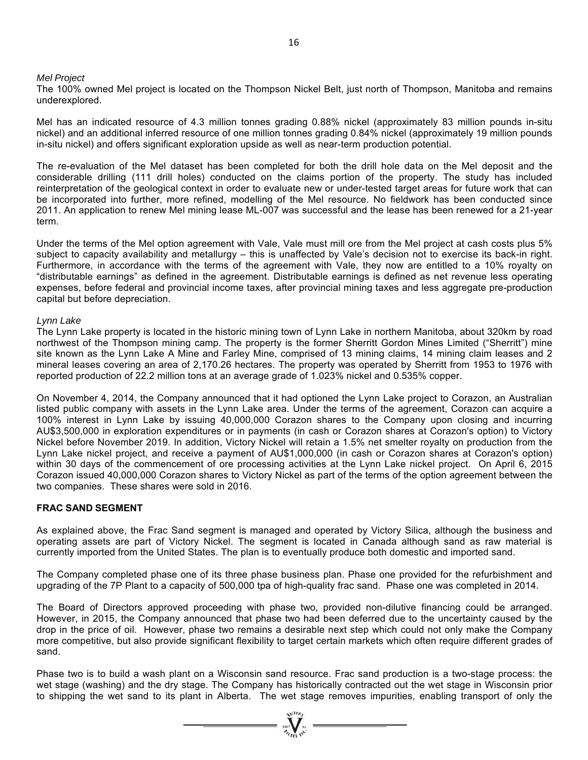*Mel Project*

The 100% owned Mel project is located on the Thompson Nickel Belt, just north of Thompson, Manitoba and remains underexplored.

Mel has an indicated resource of 4.3 million tonnes grading 0.88% nickel (approximately 83 million pounds in-situ nickel) and an additional inferred resource of one million tonnes grading 0.84% nickel (approximately 19 million pounds in-situ nickel) and offers significant exploration upside as well as near-term production potential.

The re-evaluation of the Mel dataset has been completed for both the drill hole data on the Mel deposit and the considerable drilling (111 drill holes) conducted on the claims portion of the property. The study has included reinterpretation of the geological context in order to evaluate new or under-tested target areas for future work that can be incorporated into further, more refined, modelling of the Mel resource. No fieldwork has been conducted since 2011. An application to renew Mel mining lease ML-007 was successful and the lease has been renewed for a 21-year term.

Under the terms of the Mel option agreement with Vale, Vale must mill ore from the Mel project at cash costs plus 5% subject to capacity availability and metallurgy – this is unaffected by Vale's decision not to exercise its back-in right. Furthermore, in accordance with the terms of the agreement with Vale, they now are entitled to a 10% royalty on "distributable earnings" as defined in the agreement. Distributable earnings is defined as net revenue less operating expenses, before federal and provincial income taxes, after provincial mining taxes and less aggregate pre-production capital but before depreciation.

*Lynn Lake*

The Lynn Lake property is located in the historic mining town of Lynn Lake in northern Manitoba, about 320km by road northwest of the Thompson mining camp. The property is the former Sherritt Gordon Mines Limited ("Sherritt") mine site known as the Lynn Lake A Mine and Farley Mine, comprised of 13 mining claims, 14 mining claim leases and 2 mineral leases covering an area of 2,170.26 hectares. The property was operated by Sherritt from 1953 to 1976 with reported production of 22.2 million tons at an average grade of 1.023% nickel and 0.535% copper.

On November 4, 2014, the Company announced that it had optioned the Lynn Lake project to Corazon, an Australian listed public company with assets in the Lynn Lake area. Under the terms of the agreement, Corazon can acquire a 100% interest in Lynn Lake by issuing 40,000,000 Corazon shares to the Company upon closing and incurring AU$3,500,000 in exploration expenditures or in payments (in cash or Corazon shares at Corazon's option) to Victory Nickel before November 2019. In addition, Victory Nickel will retain a 1.5% net smelter royalty on production from the Lynn Lake nickel project, and receive a payment of AU$1,000,000 (in cash or Corazon shares at Corazon's option) within 30 days of the commencement of ore processing activities at the Lynn Lake nickel project. On April 6, 2015 Corazon issued 40,000,000 Corazon shares to Victory Nickel as part of the terms of the option agreement between the two companies. These shares were sold in 2016.

**FRAC SAND SEGMENT**

As explained above, the Frac Sand segment is managed and operated by Victory Silica, although the business and operating assets are part of Victory Nickel. The segment is located in Canada although sand as raw material is currently imported from the United States. The plan is to eventually produce both domestic and imported sand.

The Company completed phase one of its three phase business plan. Phase one provided for the refurbishment and upgrading of the 7P Plant to a capacity of 500,000 tpa of high-quality frac sand. Phase one was completed in 2014.

The Board of Directors approved proceeding with phase two, provided non-dilutive financing could be arranged. However, in 2015, the Company announced that phase two had been deferred due to the uncertainty caused by the drop in the price of oil. However, phase two remains a desirable next step which could not only make the Company more competitive, but also provide significant flexibility to target certain markets which often require different grades of sand.

Phase two is to build a wash plant on a Wisconsin sand resource. Frac sand production is a two-stage process: the wet stage (washing) and the dry stage. The Company has historically contracted out the wet stage in Wisconsin prior to shipping the wet sand to its plant in Alberta. The wet stage removes impurities, enabling transport of only the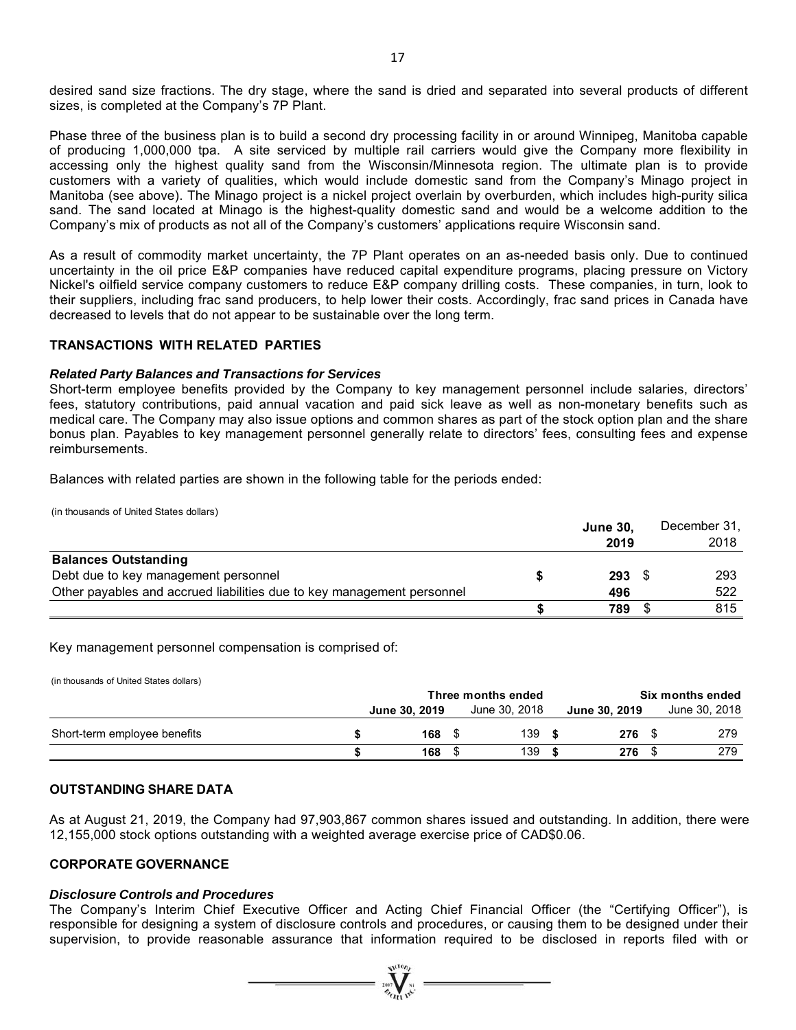desired sand size fractions. The dry stage, where the sand is dried and separated into several products of different sizes, is completed at the Company's 7P Plant.

Phase three of the business plan is to build a second dry processing facility in or around Winnipeg, Manitoba capable of producing 1,000,000 tpa. A site serviced by multiple rail carriers would give the Company more flexibility in accessing only the highest quality sand from the Wisconsin/Minnesota region. The ultimate plan is to provide customers with a variety of qualities, which would include domestic sand from the Company's Minago project in Manitoba (see above). The Minago project is a nickel project overlain by overburden, which includes high-purity silica sand. The sand located at Minago is the highest-quality domestic sand and would be a welcome addition to the Company's mix of products as not all of the Company's customers' applications require Wisconsin sand.

As a result of commodity market uncertainty, the 7P Plant operates on an as-needed basis only. Due to continued uncertainty in the oil price E&P companies have reduced capital expenditure programs, placing pressure on Victory Nickel's oilfield service company customers to reduce E&P company drilling costs. These companies, in turn, look to their suppliers, including frac sand producers, to help lower their costs. Accordingly, frac sand prices in Canada have decreased to levels that do not appear to be sustainable over the long term.

## TRANSACTIONS WITH RELATED PARTIES

### *Related Party Balances and Transactions for Services*

Short-term employee benefits provided by the Company to key management personnel include salaries, directors' fees, statutory contributions, paid annual vacation and paid sick leave as well as non-monetary benefits such as medical care. The Company may also issue options and common shares as part of the stock option plan and the share bonus plan. Payables to key management personnel generally relate to directors' fees, consulting fees and expense reimbursements.

Balances with related parties are shown in the following table for the periods ended:

(in thousands of United States dollars)

| | June 30, 2019 | December 31, 2018 |
|---|---|---|
| **Balances Outstanding** | | |
| Debt due to key management personnel | **$ 293** | $ 293 |
| Other payables and accrued liabilities due to key management personnel | **496** | 522 |
| | **$ 789** | $ 815 |

Key management personnel compensation is comprised of:

(in thousands of United States dollars)

| | Three months ended | | Six months ended | |
|---|---|---|---|---|
| | **June 30, 2019** | June 30, 2018 | **June 30, 2019** | June 30, 2018 |
| Short-term employee benefits | **$ 168** | $ 139 | **$ 276** | $ 279 |
| | **$ 168** | $ 139 | **$ 276** | $ 279 |

## OUTSTANDING SHARE DATA

As at August 21, 2019, the Company had 97,903,867 common shares issued and outstanding. In addition, there were 12,155,000 stock options outstanding with a weighted average exercise price of CAD$0.06.

## CORPORATE GOVERNANCE

### *Disclosure Controls and Procedures*

The Company's Interim Chief Executive Officer and Acting Chief Financial Officer (the "Certifying Officer"), is responsible for designing a system of disclosure controls and procedures, or causing them to be designed under their supervision, to provide reasonable assurance that information required to be disclosed in reports filed with or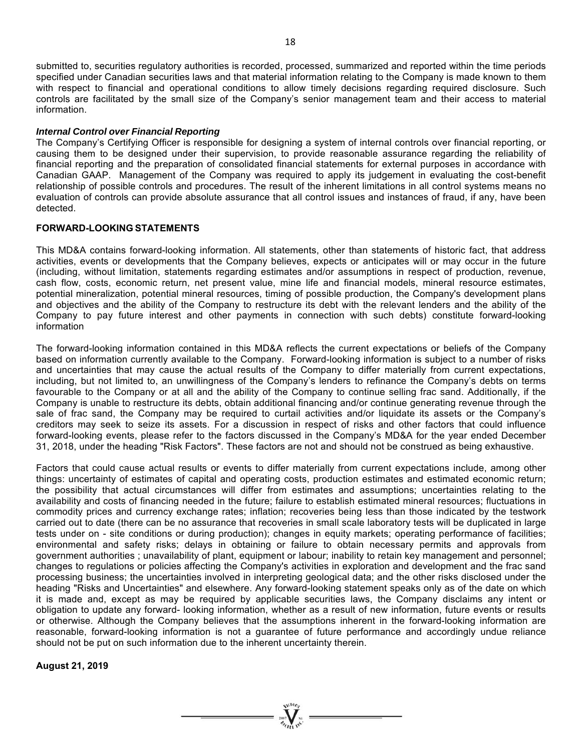submitted to, securities regulatory authorities is recorded, processed, summarized and reported within the time periods specified under Canadian securities laws and that material information relating to the Company is made known to them with respect to financial and operational conditions to allow timely decisions regarding required disclosure. Such controls are facilitated by the small size of the Company's senior management team and their access to material information.

***Internal Control over Financial Reporting***

The Company's Certifying Officer is responsible for designing a system of internal controls over financial reporting, or causing them to be designed under their supervision, to provide reasonable assurance regarding the reliability of financial reporting and the preparation of consolidated financial statements for external purposes in accordance with Canadian GAAP. Management of the Company was required to apply its judgement in evaluating the cost-benefit relationship of possible controls and procedures. The result of the inherent limitations in all control systems means no evaluation of controls can provide absolute assurance that all control issues and instances of fraud, if any, have been detected.

**FORWARD-LOOKING STATEMENTS**

This MD&A contains forward-looking information. All statements, other than statements of historic fact, that address activities, events or developments that the Company believes, expects or anticipates will or may occur in the future (including, without limitation, statements regarding estimates and/or assumptions in respect of production, revenue, cash flow, costs, economic return, net present value, mine life and financial models, mineral resource estimates, potential mineralization, potential mineral resources, timing of possible production, the Company's development plans and objectives and the ability of the Company to restructure its debt with the relevant lenders and the ability of the Company to pay future interest and other payments in connection with such debts) constitute forward-looking information

The forward-looking information contained in this MD&A reflects the current expectations or beliefs of the Company based on information currently available to the Company. Forward-looking information is subject to a number of risks and uncertainties that may cause the actual results of the Company to differ materially from current expectations, including, but not limited to, an unwillingness of the Company's lenders to refinance the Company's debts on terms favourable to the Company or at all and the ability of the Company to continue selling frac sand. Additionally, if the Company is unable to restructure its debts, obtain additional financing and/or continue generating revenue through the sale of frac sand, the Company may be required to curtail activities and/or liquidate its assets or the Company's creditors may seek to seize its assets. For a discussion in respect of risks and other factors that could influence forward-looking events, please refer to the factors discussed in the Company's MD&A for the year ended December 31, 2018, under the heading "Risk Factors". These factors are not and should not be construed as being exhaustive.

Factors that could cause actual results or events to differ materially from current expectations include, among other things: uncertainty of estimates of capital and operating costs, production estimates and estimated economic return; the possibility that actual circumstances will differ from estimates and assumptions; uncertainties relating to the availability and costs of financing needed in the future; failure to establish estimated mineral resources; fluctuations in commodity prices and currency exchange rates; inflation; recoveries being less than those indicated by the testwork carried out to date (there can be no assurance that recoveries in small scale laboratory tests will be duplicated in large tests under on - site conditions or during production); changes in equity markets; operating performance of facilities; environmental and safety risks; delays in obtaining or failure to obtain necessary permits and approvals from government authorities ; unavailability of plant, equipment or labour; inability to retain key management and personnel; changes to regulations or policies affecting the Company's activities in exploration and development and the frac sand processing business; the uncertainties involved in interpreting geological data; and the other risks disclosed under the heading "Risks and Uncertainties" and elsewhere. Any forward-looking statement speaks only as of the date on which it is made and, except as may be required by applicable securities laws, the Company disclaims any intent or obligation to update any forward- looking information, whether as a result of new information, future events or results or otherwise. Although the Company believes that the assumptions inherent in the forward-looking information are reasonable, forward-looking information is not a guarantee of future performance and accordingly undue reliance should not be put on such information due to the inherent uncertainty therein.

**August 21, 2019**